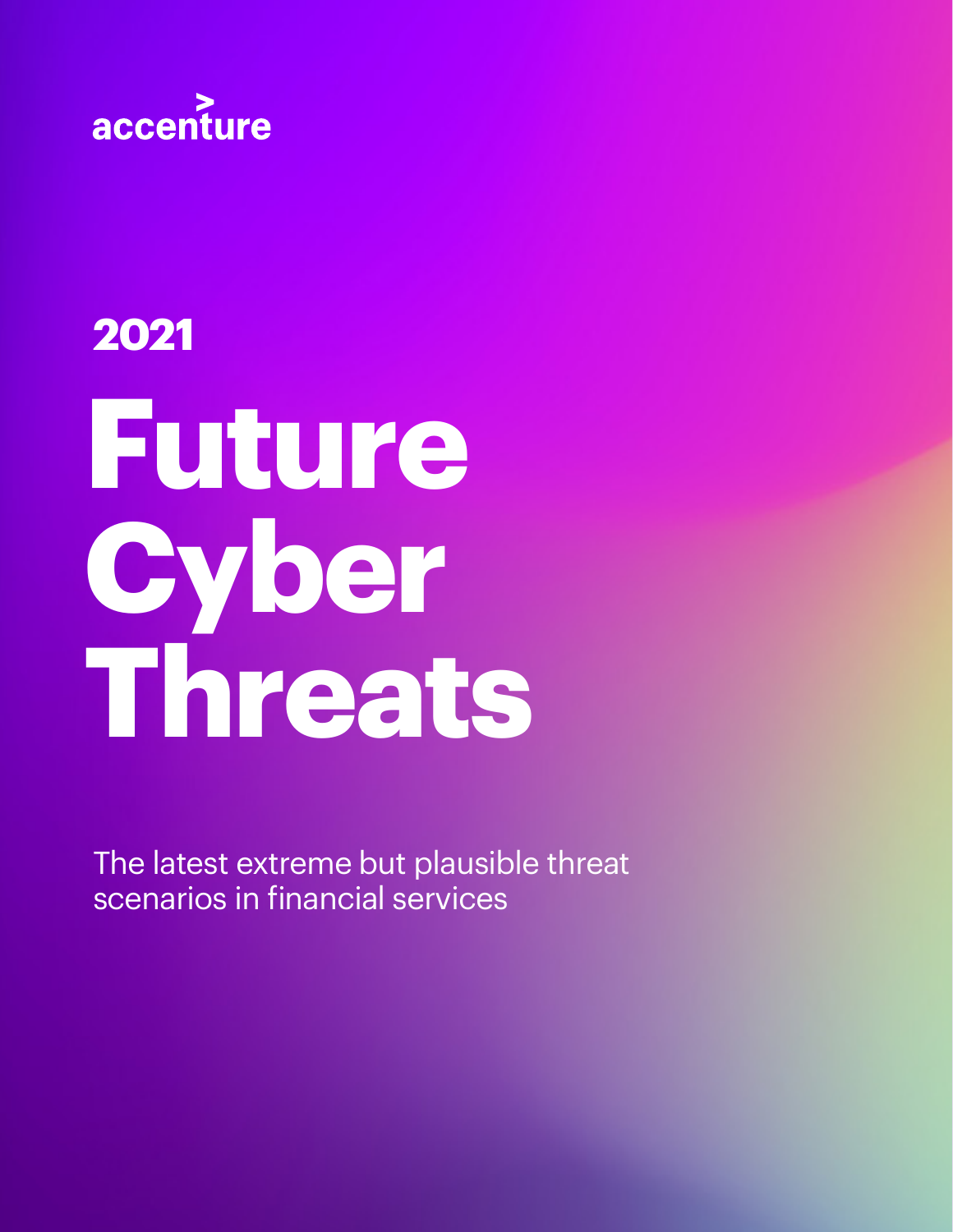accenture

2021

# Future Cyber Threats

The latest extreme but plausible threat scenarios in financial services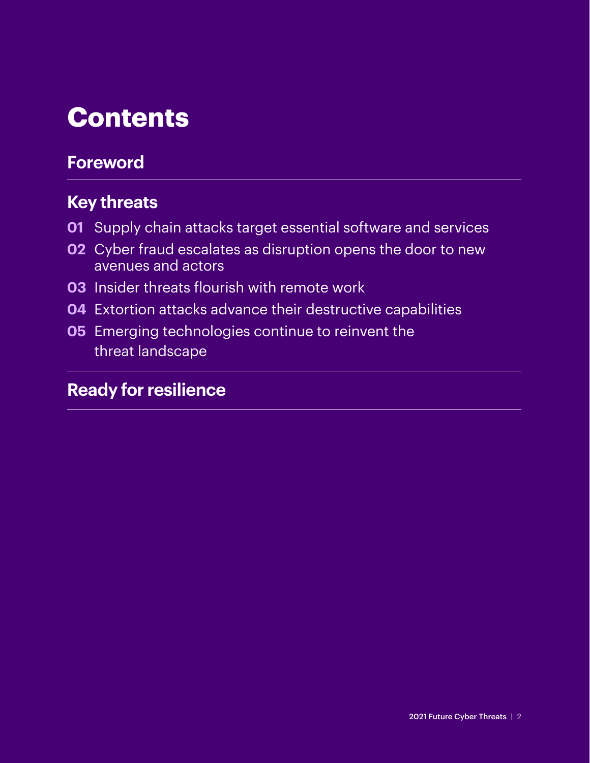# Contents

## Foreword

## Key threats

**01** Supply chain attacks target essential software and services

**02** Cyber fraud escalates as disruption opens the door to new avenues and actors

**03** Insider threats flourish with remote work

**04** Extortion attacks advance their destructive capabilities

**05** Emerging technologies continue to reinvent the threat landscape

## Ready for resilience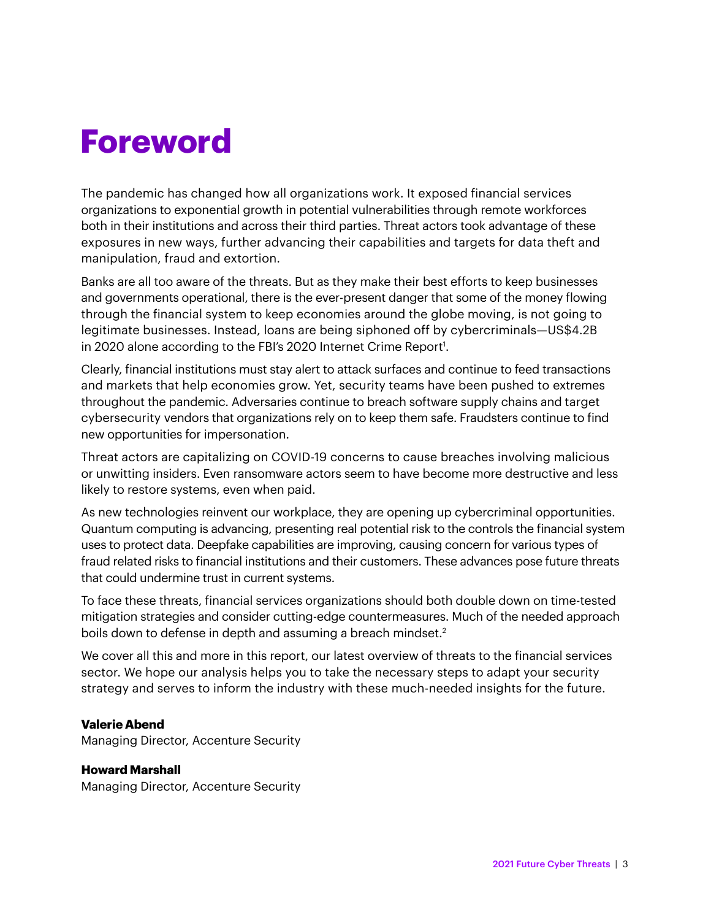# Foreword

The pandemic has changed how all organizations work. It exposed financial services organizations to exponential growth in potential vulnerabilities through remote workforces both in their institutions and across their third parties. Threat actors took advantage of these exposures in new ways, further advancing their capabilities and targets for data theft and manipulation, fraud and extortion.

Banks are all too aware of the threats. But as they make their best efforts to keep businesses and governments operational, there is the ever-present danger that some of the money flowing through the financial system to keep economies around the globe moving, is not going to legitimate businesses. Instead, loans are being siphoned off by cybercriminals—US$4.2B in 2020 alone according to the FBI's 2020 Internet Crime Report[1].

Clearly, financial institutions must stay alert to attack surfaces and continue to feed transactions and markets that help economies grow. Yet, security teams have been pushed to extremes throughout the pandemic. Adversaries continue to breach software supply chains and target cybersecurity vendors that organizations rely on to keep them safe. Fraudsters continue to find new opportunities for impersonation.

Threat actors are capitalizing on COVID-19 concerns to cause breaches involving malicious or unwitting insiders. Even ransomware actors seem to have become more destructive and less likely to restore systems, even when paid.

As new technologies reinvent our workplace, they are opening up cybercriminal opportunities. Quantum computing is advancing, presenting real potential risk to the controls the financial system uses to protect data. Deepfake capabilities are improving, causing concern for various types of fraud related risks to financial institutions and their customers. These advances pose future threats that could undermine trust in current systems.

To face these threats, financial services organizations should both double down on time-tested mitigation strategies and consider cutting-edge countermeasures. Much of the needed approach boils down to defense in depth and assuming a breach mindset.[2]

We cover all this and more in this report, our latest overview of threats to the financial services sector. We hope our analysis helps you to take the necessary steps to adapt your security strategy and serves to inform the industry with these much-needed insights for the future.

**Valerie Abend**
Managing Director, Accenture Security

**Howard Marshall**
Managing Director, Accenture Security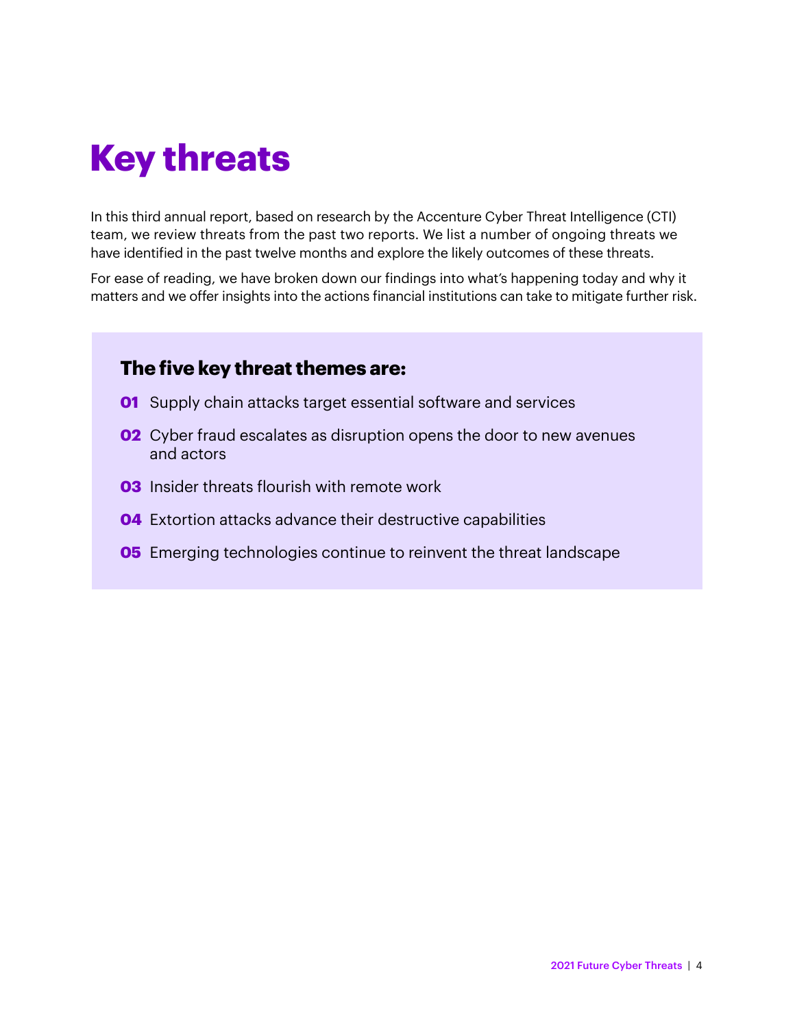# Key threats

In this third annual report, based on research by the Accenture Cyber Threat Intelligence (CTI) team, we review threats from the past two reports. We list a number of ongoing threats we have identified in the past twelve months and explore the likely outcomes of these threats.

For ease of reading, we have broken down our findings into what's happening today and why it matters and we offer insights into the actions financial institutions can take to mitigate further risk.

### The five key threat themes are:

**01** Supply chain attacks target essential software and services

**02** Cyber fraud escalates as disruption opens the door to new avenues and actors

**03** Insider threats flourish with remote work

**04** Extortion attacks advance their destructive capabilities

**05** Emerging technologies continue to reinvent the threat landscape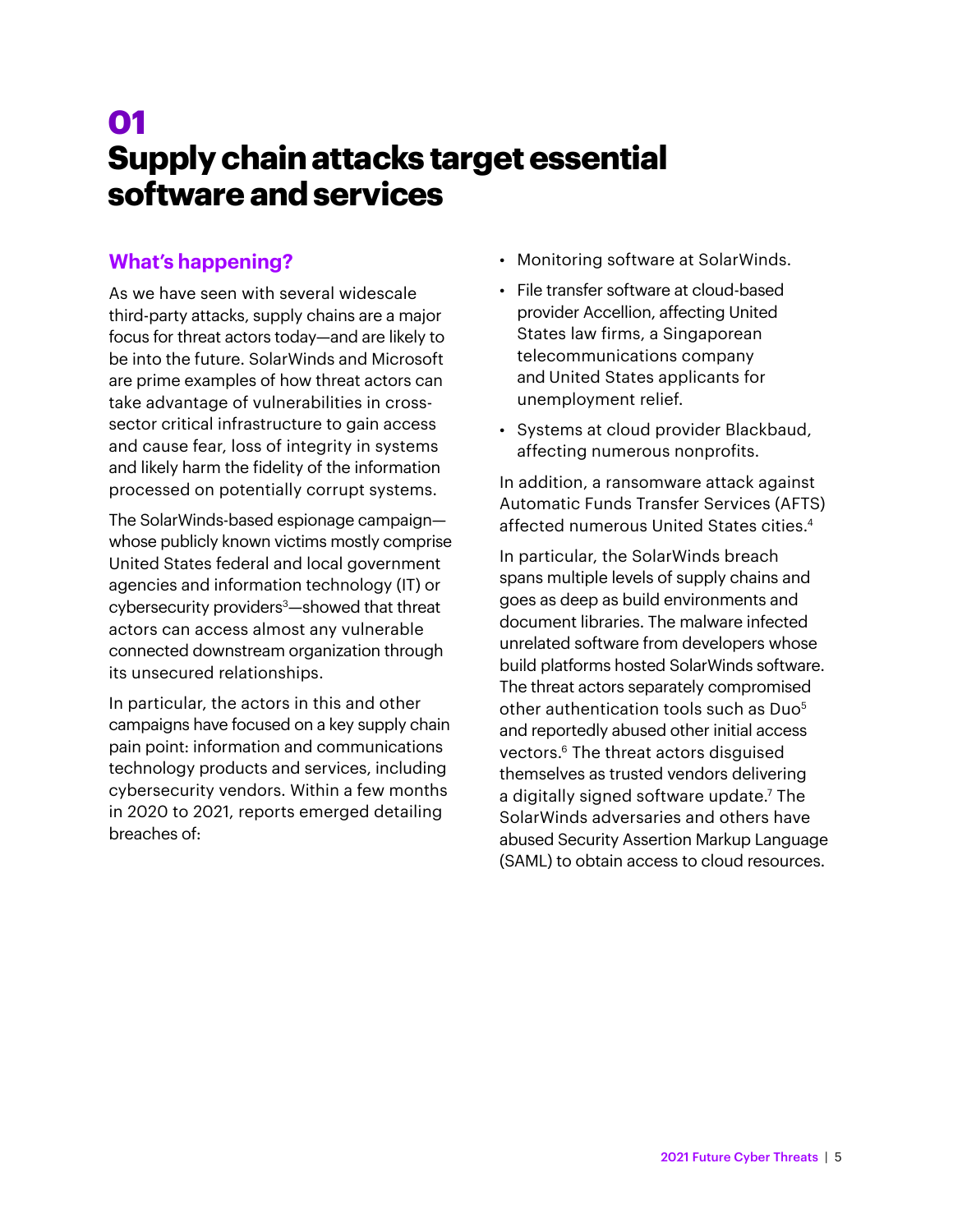# 01
# Supply chain attacks target essential software and services

## What's happening?

As we have seen with several widescale third-party attacks, supply chains are a major focus for threat actors today—and are likely to be into the future. SolarWinds and Microsoft are prime examples of how threat actors can take advantage of vulnerabilities in cross-sector critical infrastructure to gain access and cause fear, loss of integrity in systems and likely harm the fidelity of the information processed on potentially corrupt systems.

The SolarWinds-based espionage campaign—whose publicly known victims mostly comprise United States federal and local government agencies and information technology (IT) or cybersecurity providers[3]—showed that threat actors can access almost any vulnerable connected downstream organization through its unsecured relationships.

In particular, the actors in this and other campaigns have focused on a key supply chain pain point: information and communications technology products and services, including cybersecurity vendors. Within a few months in 2020 to 2021, reports emerged detailing breaches of:

- Monitoring software at SolarWinds.
- File transfer software at cloud-based provider Accellion, affecting United States law firms, a Singaporean telecommunications company and United States applicants for unemployment relief.
- Systems at cloud provider Blackbaud, affecting numerous nonprofits.

In addition, a ransomware attack against Automatic Funds Transfer Services (AFTS) affected numerous United States cities.[4]

In particular, the SolarWinds breach spans multiple levels of supply chains and goes as deep as build environments and document libraries. The malware infected unrelated software from developers whose build platforms hosted SolarWinds software. The threat actors separately compromised other authentication tools such as Duo[5] and reportedly abused other initial access vectors.[6] The threat actors disguised themselves as trusted vendors delivering a digitally signed software update.[7] The SolarWinds adversaries and others have abused Security Assertion Markup Language (SAML) to obtain access to cloud resources.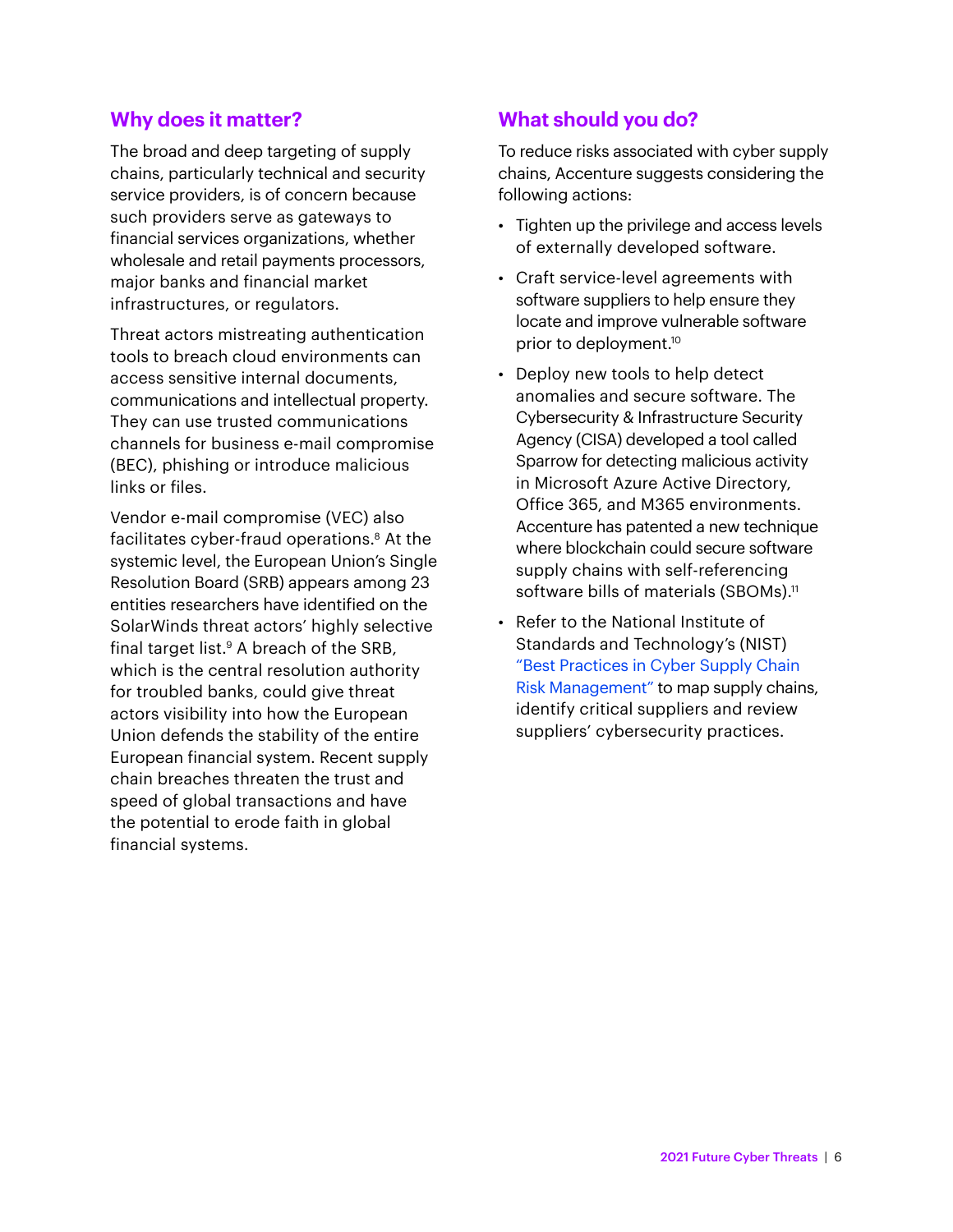## Why does it matter?

The broad and deep targeting of supply chains, particularly technical and security service providers, is of concern because such providers serve as gateways to financial services organizations, whether wholesale and retail payments processors, major banks and financial market infrastructures, or regulators.

Threat actors mistreating authentication tools to breach cloud environments can access sensitive internal documents, communications and intellectual property. They can use trusted communications channels for business e-mail compromise (BEC), phishing or introduce malicious links or files.

Vendor e-mail compromise (VEC) also facilitates cyber-fraud operations.[8] At the systemic level, the European Union's Single Resolution Board (SRB) appears among 23 entities researchers have identified on the SolarWinds threat actors' highly selective final target list.[9] A breach of the SRB, which is the central resolution authority for troubled banks, could give threat actors visibility into how the European Union defends the stability of the entire European financial system. Recent supply chain breaches threaten the trust and speed of global transactions and have the potential to erode faith in global financial systems.

## What should you do?

To reduce risks associated with cyber supply chains, Accenture suggests considering the following actions:

- Tighten up the privilege and access levels of externally developed software.
- Craft service-level agreements with software suppliers to help ensure they locate and improve vulnerable software prior to deployment.[10]
- Deploy new tools to help detect anomalies and secure software. The Cybersecurity & Infrastructure Security Agency (CISA) developed a tool called Sparrow for detecting malicious activity in Microsoft Azure Active Directory, Office 365, and M365 environments. Accenture has patented a new technique where blockchain could secure software supply chains with self-referencing software bills of materials (SBOMs).[11]
- Refer to the National Institute of Standards and Technology's (NIST) "Best Practices in Cyber Supply Chain Risk Management" to map supply chains, identify critical suppliers and review suppliers' cybersecurity practices.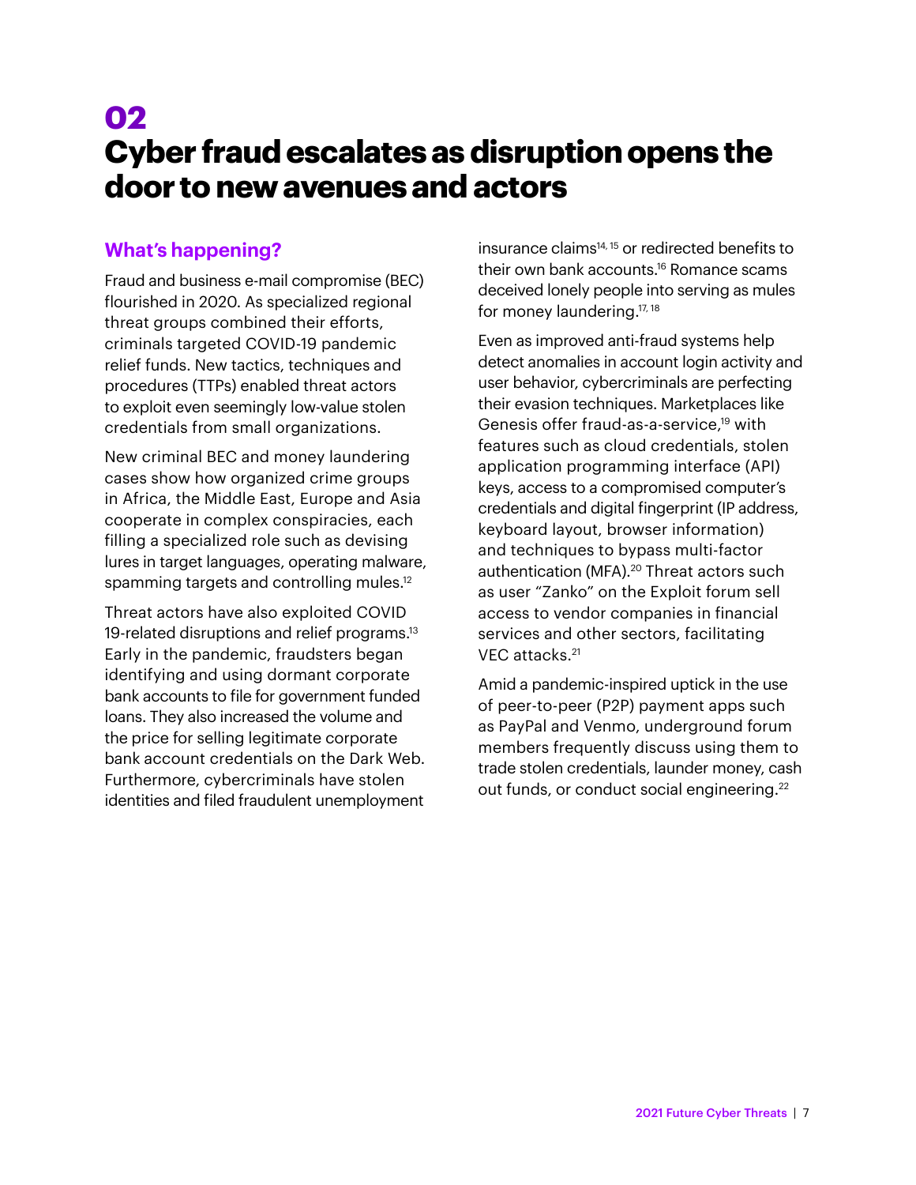# 02
# Cyber fraud escalates as disruption opens the door to new avenues and actors

## What's happening?

Fraud and business e-mail compromise (BEC) flourished in 2020. As specialized regional threat groups combined their efforts, criminals targeted COVID-19 pandemic relief funds. New tactics, techniques and procedures (TTPs) enabled threat actors to exploit even seemingly low-value stolen credentials from small organizations.

New criminal BEC and money laundering cases show how organized crime groups in Africa, the Middle East, Europe and Asia cooperate in complex conspiracies, each filling a specialized role such as devising lures in target languages, operating malware, spamming targets and controlling mules.[12]

Threat actors have also exploited COVID 19-related disruptions and relief programs.[13] Early in the pandemic, fraudsters began identifying and using dormant corporate bank accounts to file for government funded loans. They also increased the volume and the price for selling legitimate corporate bank account credentials on the Dark Web. Furthermore, cybercriminals have stolen identities and filed fraudulent unemployment insurance claims[14, 15] or redirected benefits to their own bank accounts.[16] Romance scams deceived lonely people into serving as mules for money laundering.[17, 18]

Even as improved anti-fraud systems help detect anomalies in account login activity and user behavior, cybercriminals are perfecting their evasion techniques. Marketplaces like Genesis offer fraud-as-a-service,[19] with features such as cloud credentials, stolen application programming interface (API) keys, access to a compromised computer's credentials and digital fingerprint (IP address, keyboard layout, browser information) and techniques to bypass multi-factor authentication (MFA).[20] Threat actors such as user "Zanko" on the Exploit forum sell access to vendor companies in financial services and other sectors, facilitating VEC attacks.[21]

Amid a pandemic-inspired uptick in the use of peer-to-peer (P2P) payment apps such as PayPal and Venmo, underground forum members frequently discuss using them to trade stolen credentials, launder money, cash out funds, or conduct social engineering.[22]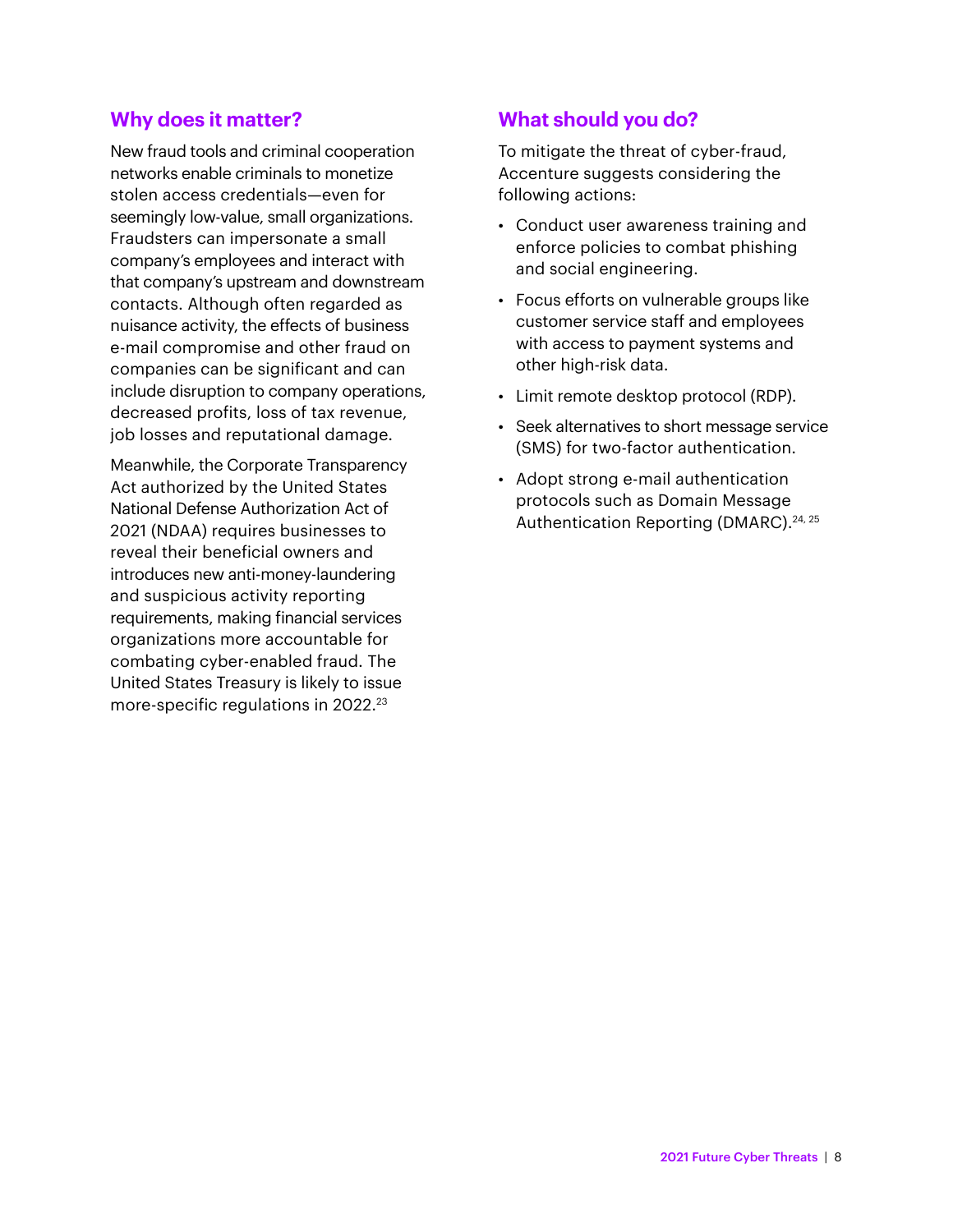## Why does it matter?

New fraud tools and criminal cooperation networks enable criminals to monetize stolen access credentials—even for seemingly low-value, small organizations. Fraudsters can impersonate a small company's employees and interact with that company's upstream and downstream contacts. Although often regarded as nuisance activity, the effects of business e-mail compromise and other fraud on companies can be significant and can include disruption to company operations, decreased profits, loss of tax revenue, job losses and reputational damage.

Meanwhile, the Corporate Transparency Act authorized by the United States National Defense Authorization Act of 2021 (NDAA) requires businesses to reveal their beneficial owners and introduces new anti-money-laundering and suspicious activity reporting requirements, making financial services organizations more accountable for combating cyber-enabled fraud. The United States Treasury is likely to issue more-specific regulations in 2022.[23]

## What should you do?

To mitigate the threat of cyber-fraud, Accenture suggests considering the following actions:

- Conduct user awareness training and enforce policies to combat phishing and social engineering.
- Focus efforts on vulnerable groups like customer service staff and employees with access to payment systems and other high-risk data.
- Limit remote desktop protocol (RDP).
- Seek alternatives to short message service (SMS) for two-factor authentication.
- Adopt strong e-mail authentication protocols such as Domain Message Authentication Reporting (DMARC).[24, 25]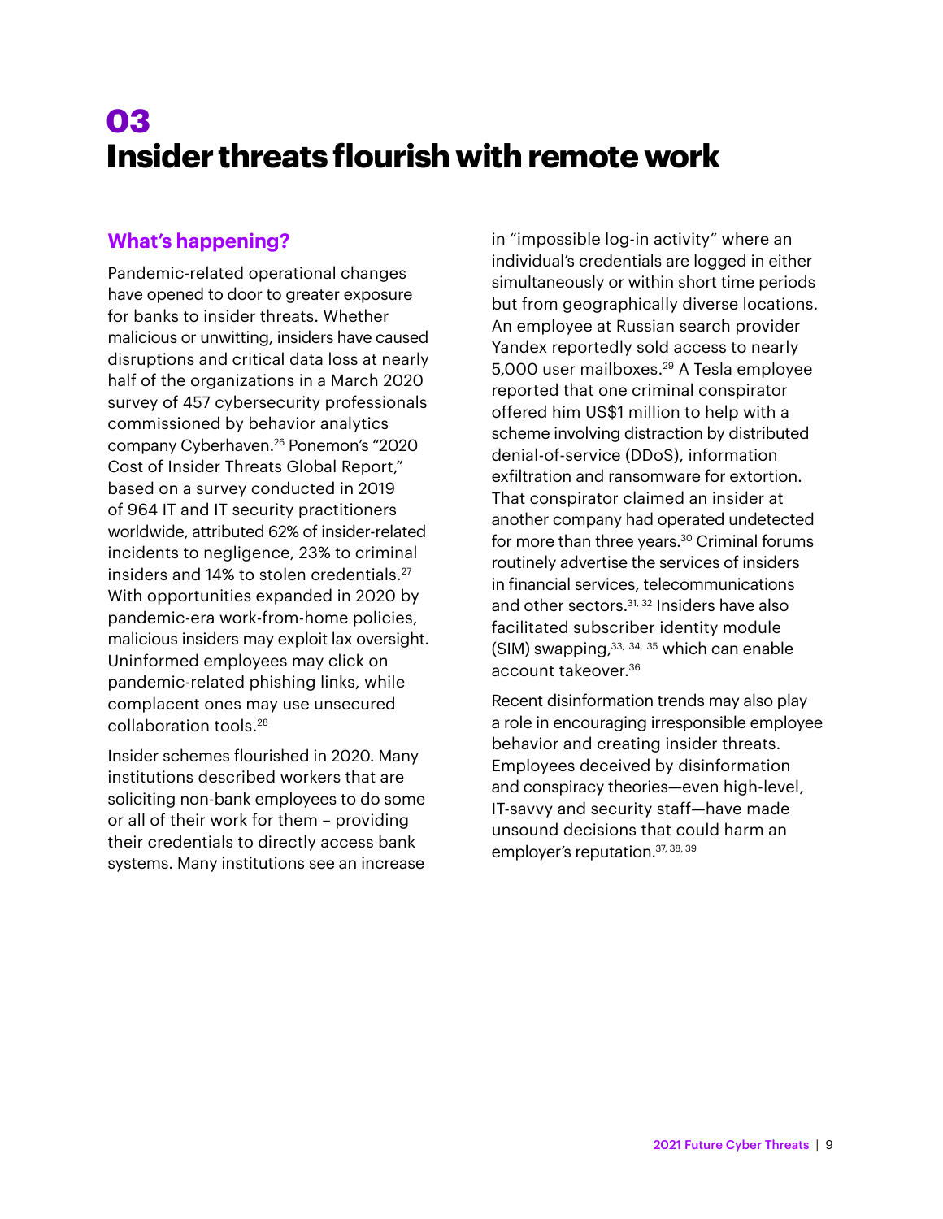# 03
# Insider threats flourish with remote work

## What's happening?

Pandemic-related operational changes have opened to door to greater exposure for banks to insider threats. Whether malicious or unwitting, insiders have caused disruptions and critical data loss at nearly half of the organizations in a March 2020 survey of 457 cybersecurity professionals commissioned by behavior analytics company Cyberhaven.[26] Ponemon's "2020 Cost of Insider Threats Global Report," based on a survey conducted in 2019 of 964 IT and IT security practitioners worldwide, attributed 62% of insider-related incidents to negligence, 23% to criminal insiders and 14% to stolen credentials.[27] With opportunities expanded in 2020 by pandemic-era work-from-home policies, malicious insiders may exploit lax oversight. Uninformed employees may click on pandemic-related phishing links, while complacent ones may use unsecured collaboration tools.[28]

Insider schemes flourished in 2020. Many institutions described workers that are soliciting non-bank employees to do some or all of their work for them – providing their credentials to directly access bank systems. Many institutions see an increase in "impossible log-in activity" where an individual's credentials are logged in either simultaneously or within short time periods but from geographically diverse locations. An employee at Russian search provider Yandex reportedly sold access to nearly 5,000 user mailboxes.[29] A Tesla employee reported that one criminal conspirator offered him US$1 million to help with a scheme involving distraction by distributed denial-of-service (DDoS), information exfiltration and ransomware for extortion. That conspirator claimed an insider at another company had operated undetected for more than three years.[30] Criminal forums routinely advertise the services of insiders in financial services, telecommunications and other sectors.[31, 32] Insiders have also facilitated subscriber identity module (SIM) swapping,[33, 34, 35] which can enable account takeover.[36]

Recent disinformation trends may also play a role in encouraging irresponsible employee behavior and creating insider threats. Employees deceived by disinformation and conspiracy theories—even high-level, IT-savvy and security staff—have made unsound decisions that could harm an employer's reputation.[37, 38, 39]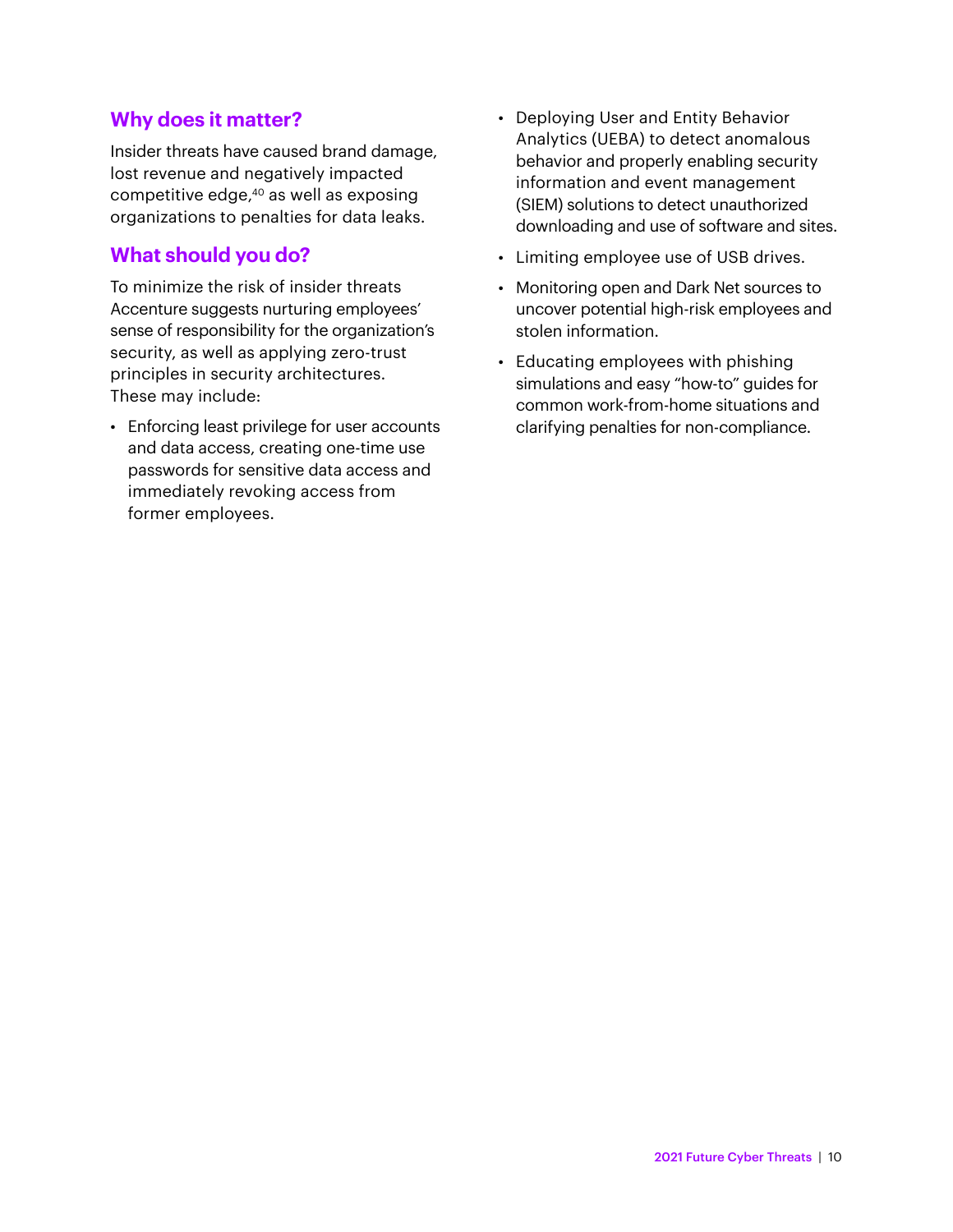## Why does it matter?

Insider threats have caused brand damage, lost revenue and negatively impacted competitive edge,[40] as well as exposing organizations to penalties for data leaks.

## What should you do?

To minimize the risk of insider threats Accenture suggests nurturing employees' sense of responsibility for the organization's security, as well as applying zero-trust principles in security architectures. These may include:

- Enforcing least privilege for user accounts and data access, creating one-time use passwords for sensitive data access and immediately revoking access from former employees.
- Deploying User and Entity Behavior Analytics (UEBA) to detect anomalous behavior and properly enabling security information and event management (SIEM) solutions to detect unauthorized downloading and use of software and sites.
- Limiting employee use of USB drives.
- Monitoring open and Dark Net sources to uncover potential high-risk employees and stolen information.
- Educating employees with phishing simulations and easy "how-to" guides for common work-from-home situations and clarifying penalties for non-compliance.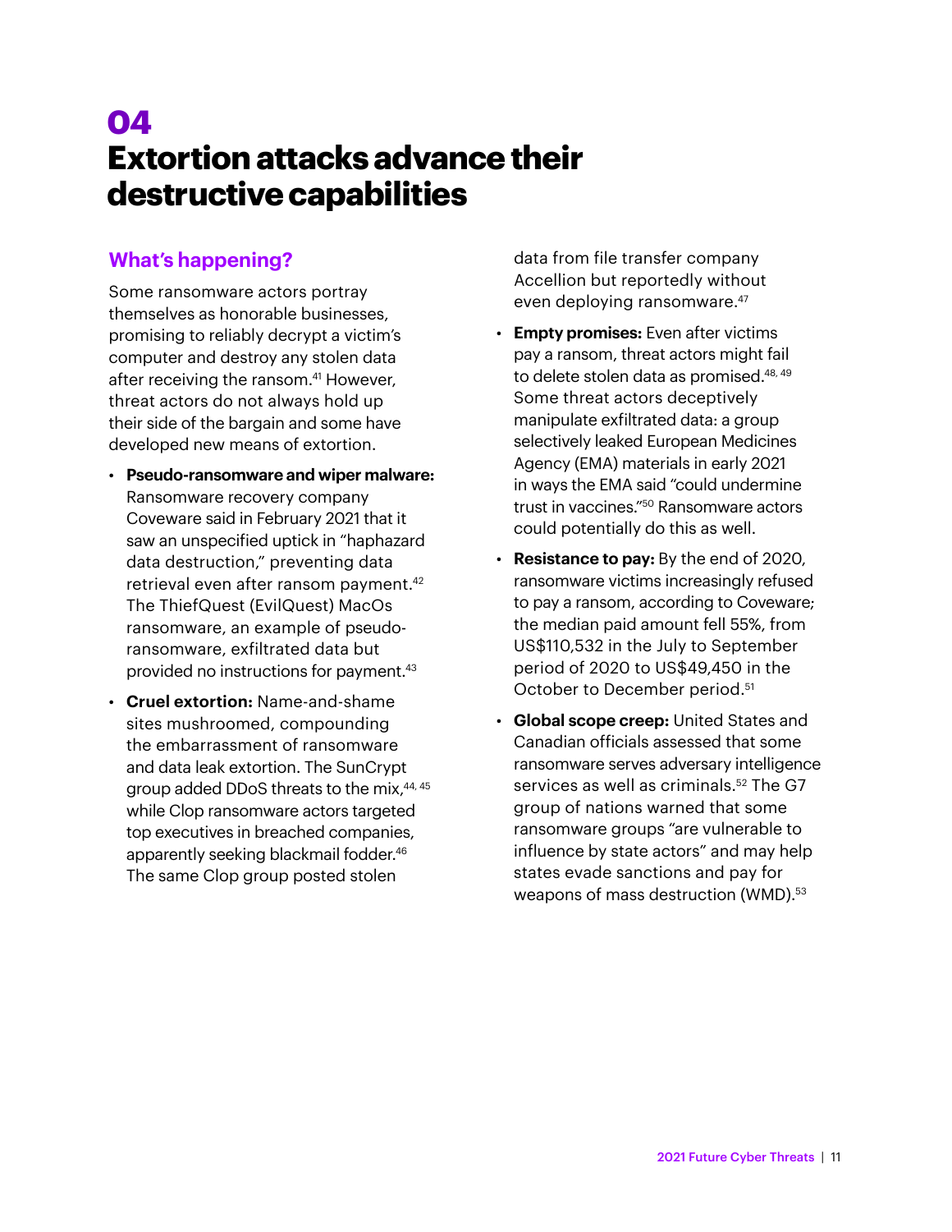# 04
# Extortion attacks advance their destructive capabilities

## What's happening?

Some ransomware actors portray themselves as honorable businesses, promising to reliably decrypt a victim's computer and destroy any stolen data after receiving the ransom.[41] However, threat actors do not always hold up their side of the bargain and some have developed new means of extortion.

- **Pseudo-ransomware and wiper malware:** Ransomware recovery company Coveware said in February 2021 that it saw an unspecified uptick in "haphazard data destruction," preventing data retrieval even after ransom payment.[42] The ThiefQuest (EvilQuest) MacOs ransomware, an example of pseudo-ransomware, exfiltrated data but provided no instructions for payment.[43]
- **Cruel extortion:** Name-and-shame sites mushroomed, compounding the embarrassment of ransomware and data leak extortion. The SunCrypt group added DDoS threats to the mix,[44, 45] while Clop ransomware actors targeted top executives in breached companies, apparently seeking blackmail fodder.[46] The same Clop group posted stolen data from file transfer company Accellion but reportedly without even deploying ransomware.[47]
- **Empty promises:** Even after victims pay a ransom, threat actors might fail to delete stolen data as promised.[48, 49] Some threat actors deceptively manipulate exfiltrated data: a group selectively leaked European Medicines Agency (EMA) materials in early 2021 in ways the EMA said "could undermine trust in vaccines."[50] Ransomware actors could potentially do this as well.
- **Resistance to pay:** By the end of 2020, ransomware victims increasingly refused to pay a ransom, according to Coveware; the median paid amount fell 55%, from US$110,532 in the July to September period of 2020 to US$49,450 in the October to December period.[51]
- **Global scope creep:** United States and Canadian officials assessed that some ransomware serves adversary intelligence services as well as criminals.[52] The G7 group of nations warned that some ransomware groups "are vulnerable to influence by state actors" and may help states evade sanctions and pay for weapons of mass destruction (WMD).[53]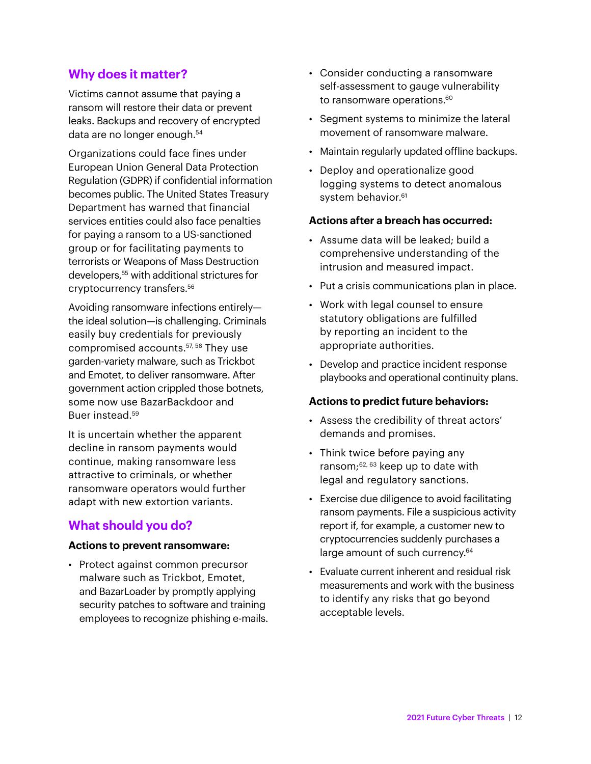## Why does it matter?

Victims cannot assume that paying a ransom will restore their data or prevent leaks. Backups and recovery of encrypted data are no longer enough.[54]

Organizations could face fines under European Union General Data Protection Regulation (GDPR) if confidential information becomes public. The United States Treasury Department has warned that financial services entities could also face penalties for paying a ransom to a US-sanctioned group or for facilitating payments to terrorists or Weapons of Mass Destruction developers,[55] with additional strictures for cryptocurrency transfers.[56]

Avoiding ransomware infections entirely—the ideal solution—is challenging. Criminals easily buy credentials for previously compromised accounts.[57, 58] They use garden-variety malware, such as Trickbot and Emotet, to deliver ransomware. After government action crippled those botnets, some now use BazarBackdoor and Buer instead.[59]

It is uncertain whether the apparent decline in ransom payments would continue, making ransomware less attractive to criminals, or whether ransomware operators would further adapt with new extortion variants.

## What should you do?

**Actions to prevent ransomware:**

- Protect against common precursor malware such as Trickbot, Emotet, and BazarLoader by promptly applying security patches to software and training employees to recognize phishing e-mails.
- Consider conducting a ransomware self-assessment to gauge vulnerability to ransomware operations.[60]
- Segment systems to minimize the lateral movement of ransomware malware.
- Maintain regularly updated offline backups.
- Deploy and operationalize good logging systems to detect anomalous system behavior.[61]

**Actions after a breach has occurred:**

- Assume data will be leaked; build a comprehensive understanding of the intrusion and measured impact.
- Put a crisis communications plan in place.
- Work with legal counsel to ensure statutory obligations are fulfilled by reporting an incident to the appropriate authorities.
- Develop and practice incident response playbooks and operational continuity plans.

**Actions to predict future behaviors:**

- Assess the credibility of threat actors' demands and promises.
- Think twice before paying any ransom;[62, 63] keep up to date with legal and regulatory sanctions.
- Exercise due diligence to avoid facilitating ransom payments. File a suspicious activity report if, for example, a customer new to cryptocurrencies suddenly purchases a large amount of such currency.[64]
- Evaluate current inherent and residual risk measurements and work with the business to identify any risks that go beyond acceptable levels.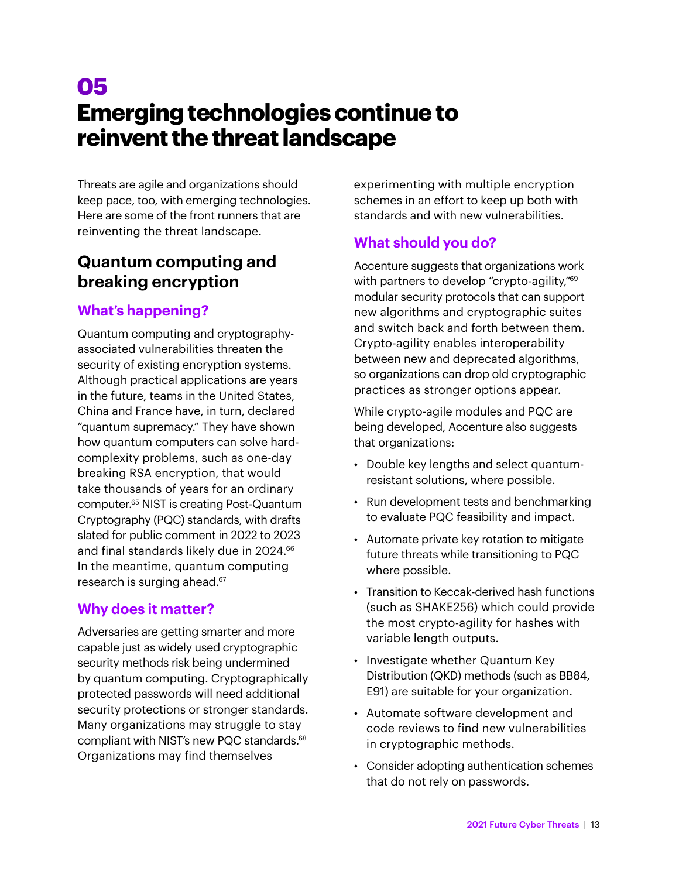# 05
# Emerging technologies continue to reinvent the threat landscape

Threats are agile and organizations should keep pace, too, with emerging technologies. Here are some of the front runners that are reinventing the threat landscape.

## Quantum computing and breaking encryption

### What's happening?

Quantum computing and cryptography-associated vulnerabilities threaten the security of existing encryption systems. Although practical applications are years in the future, teams in the United States, China and France have, in turn, declared "quantum supremacy." They have shown how quantum computers can solve hard-complexity problems, such as one-day breaking RSA encryption, that would take thousands of years for an ordinary computer.[65] NIST is creating Post-Quantum Cryptography (PQC) standards, with drafts slated for public comment in 2022 to 2023 and final standards likely due in 2024.[66] In the meantime, quantum computing research is surging ahead.[67]

### Why does it matter?

Adversaries are getting smarter and more capable just as widely used cryptographic security methods risk being undermined by quantum computing. Cryptographically protected passwords will need additional security protections or stronger standards. Many organizations may struggle to stay compliant with NIST's new PQC standards.[68] Organizations may find themselves experimenting with multiple encryption schemes in an effort to keep up both with standards and with new vulnerabilities.

### What should you do?

Accenture suggests that organizations work with partners to develop "crypto-agility,"[69] modular security protocols that can support new algorithms and cryptographic suites and switch back and forth between them. Crypto-agility enables interoperability between new and deprecated algorithms, so organizations can drop old cryptographic practices as stronger options appear.

While crypto-agile modules and PQC are being developed, Accenture also suggests that organizations:

- Double key lengths and select quantum-resistant solutions, where possible.
- Run development tests and benchmarking to evaluate PQC feasibility and impact.
- Automate private key rotation to mitigate future threats while transitioning to PQC where possible.
- Transition to Keccak-derived hash functions (such as SHAKE256) which could provide the most crypto-agility for hashes with variable length outputs.
- Investigate whether Quantum Key Distribution (QKD) methods (such as BB84, E91) are suitable for your organization.
- Automate software development and code reviews to find new vulnerabilities in cryptographic methods.
- Consider adopting authentication schemes that do not rely on passwords.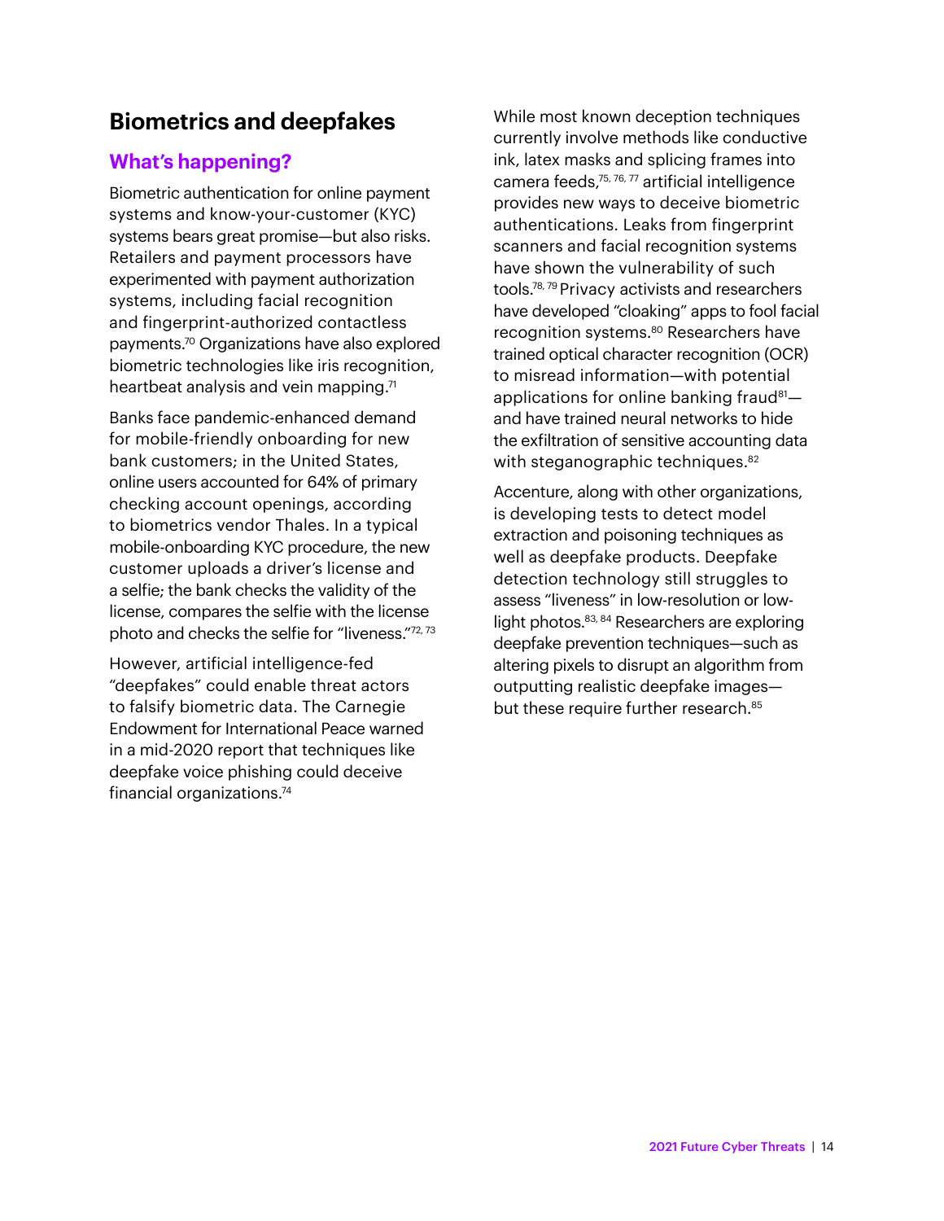## Biometrics and deepfakes

### What's happening?

Biometric authentication for online payment systems and know-your-customer (KYC) systems bears great promise—but also risks. Retailers and payment processors have experimented with payment authorization systems, including facial recognition and fingerprint-authorized contactless payments.[70] Organizations have also explored biometric technologies like iris recognition, heartbeat analysis and vein mapping.[71]

Banks face pandemic-enhanced demand for mobile-friendly onboarding for new bank customers; in the United States, online users accounted for 64% of primary checking account openings, according to biometrics vendor Thales. In a typical mobile-onboarding KYC procedure, the new customer uploads a driver's license and a selfie; the bank checks the validity of the license, compares the selfie with the license photo and checks the selfie for "liveness."[72, 73]

However, artificial intelligence-fed "deepfakes" could enable threat actors to falsify biometric data. The Carnegie Endowment for International Peace warned in a mid-2020 report that techniques like deepfake voice phishing could deceive financial organizations.[74]

While most known deception techniques currently involve methods like conductive ink, latex masks and splicing frames into camera feeds,[75, 76, 77] artificial intelligence provides new ways to deceive biometric authentications. Leaks from fingerprint scanners and facial recognition systems have shown the vulnerability of such tools.[78, 79] Privacy activists and researchers have developed "cloaking" apps to fool facial recognition systems.[80] Researchers have trained optical character recognition (OCR) to misread information—with potential applications for online banking fraud[81]—and have trained neural networks to hide the exfiltration of sensitive accounting data with steganographic techniques.[82]

Accenture, along with other organizations, is developing tests to detect model extraction and poisoning techniques as well as deepfake products. Deepfake detection technology still struggles to assess "liveness" in low-resolution or low-light photos.[83, 84] Researchers are exploring deepfake prevention techniques—such as altering pixels to disrupt an algorithm from outputting realistic deepfake images—but these require further research.[85]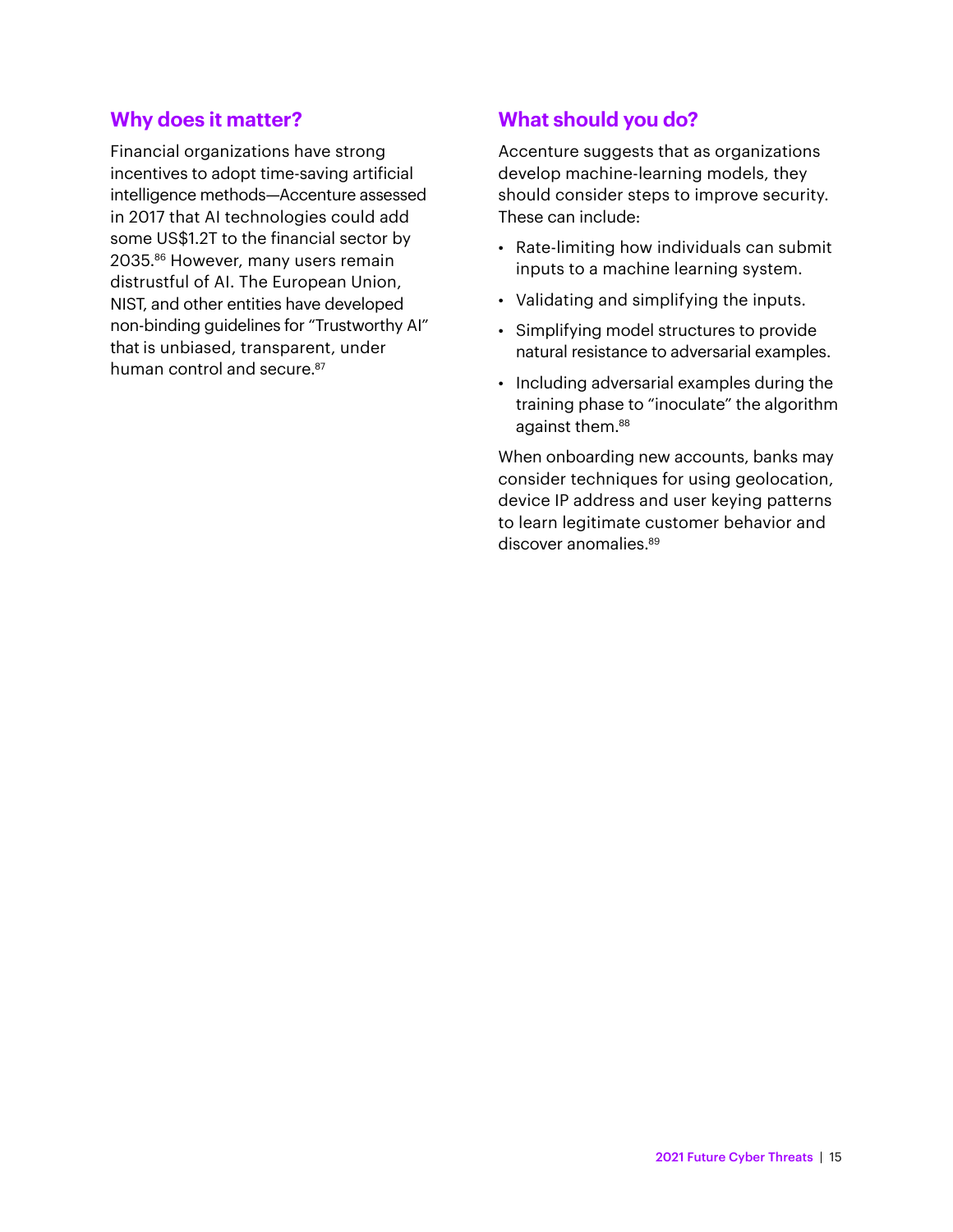## Why does it matter?

Financial organizations have strong incentives to adopt time-saving artificial intelligence methods—Accenture assessed in 2017 that AI technologies could add some US$1.2T to the financial sector by 2035.[86] However, many users remain distrustful of AI. The European Union, NIST, and other entities have developed non-binding guidelines for "Trustworthy AI" that is unbiased, transparent, under human control and secure.[87]

## What should you do?

Accenture suggests that as organizations develop machine-learning models, they should consider steps to improve security. These can include:

- Rate-limiting how individuals can submit inputs to a machine learning system.
- Validating and simplifying the inputs.
- Simplifying model structures to provide natural resistance to adversarial examples.
- Including adversarial examples during the training phase to "inoculate" the algorithm against them.[88]

When onboarding new accounts, banks may consider techniques for using geolocation, device IP address and user keying patterns to learn legitimate customer behavior and discover anomalies.[89]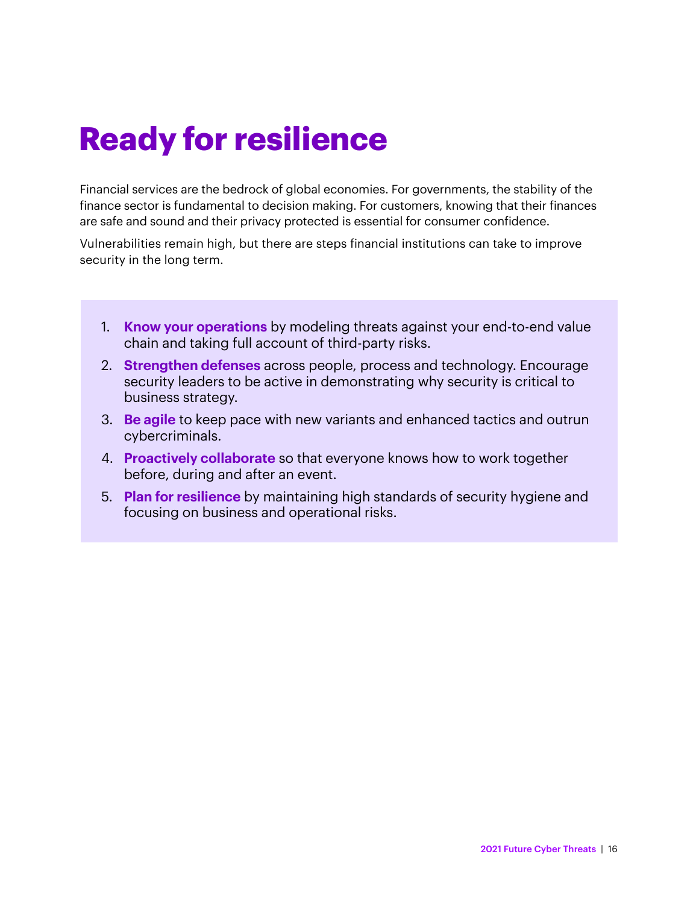# Ready for resilience

Financial services are the bedrock of global economies. For governments, the stability of the finance sector is fundamental to decision making. For customers, knowing that their finances are safe and sound and their privacy protected is essential for consumer confidence.

Vulnerabilities remain high, but there are steps financial institutions can take to improve security in the long term.

1. **Know your operations** by modeling threats against your end-to-end value chain and taking full account of third-party risks.
2. **Strengthen defenses** across people, process and technology. Encourage security leaders to be active in demonstrating why security is critical to business strategy.
3. **Be agile** to keep pace with new variants and enhanced tactics and outrun cybercriminals.
4. **Proactively collaborate** so that everyone knows how to work together before, during and after an event.
5. **Plan for resilience** by maintaining high standards of security hygiene and focusing on business and operational risks.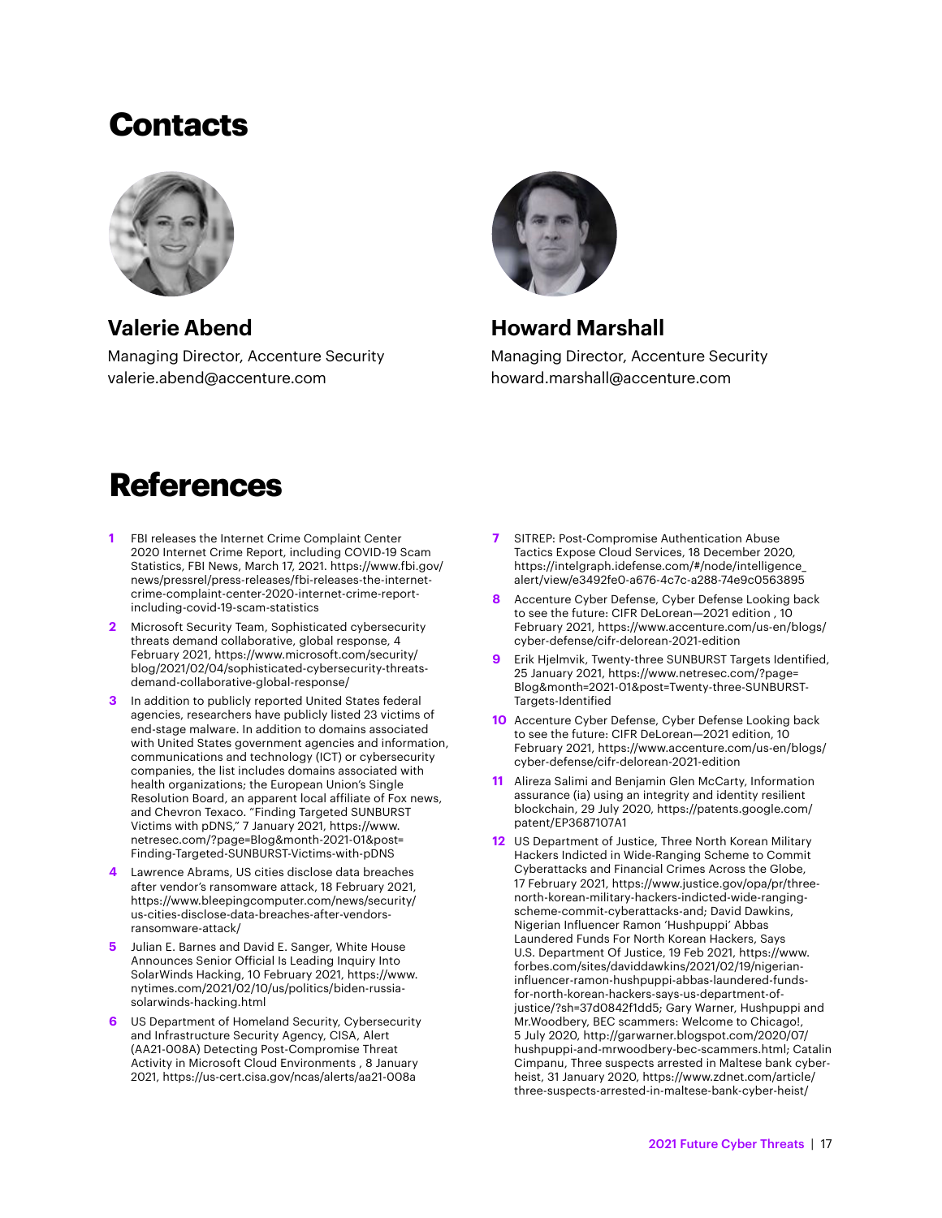# Contacts

**Valerie Abend**

Managing Director, Accenture Security
valerie.abend@accenture.com

**Howard Marshall**

Managing Director, Accenture Security
howard.marshall@accenture.com

# References

1. FBI releases the Internet Crime Complaint Center 2020 Internet Crime Report, including COVID-19 Scam Statistics, FBI News, March 17, 2021. https://www.fbi.gov/news/pressrel/press-releases/fbi-releases-the-internet-crime-complaint-center-2020-internet-crime-report-including-covid-19-scam-statistics

2. Microsoft Security Team, Sophisticated cybersecurity threats demand collaborative, global response, 4 February 2021, https://www.microsoft.com/security/blog/2021/02/04/sophisticated-cybersecurity-threats-demand-collaborative-global-response/

3. In addition to publicly reported United States federal agencies, researchers have publicly listed 23 victims of end-stage malware. In addition to domains associated with United States government agencies and information, communications and technology (ICT) or cybersecurity companies, the list includes domains associated with health organizations; the European Union's Single Resolution Board, an apparent local affiliate of Fox news, and Chevron Texaco. "Finding Targeted SUNBURST Victims with pDNS," 7 January 2021, https://www.netresec.com/?page=Blog&month=2021-01&post=Finding-Targeted-SUNBURST-Victims-with-pDNS

4. Lawrence Abrams, US cities disclose data breaches after vendor's ransomware attack, 18 February 2021, https://www.bleepingcomputer.com/news/security/us-cities-disclose-data-breaches-after-vendors-ransomware-attack/

5. Julian E. Barnes and David E. Sanger, White House Announces Senior Official Is Leading Inquiry Into SolarWinds Hacking, 10 February 2021, https://www.nytimes.com/2021/02/10/us/politics/biden-russia-solarwinds-hacking.html

6. US Department of Homeland Security, Cybersecurity and Infrastructure Security Agency, CISA, Alert (AA21-008A) Detecting Post-Compromise Threat Activity in Microsoft Cloud Environments , 8 January 2021, https://us-cert.cisa.gov/ncas/alerts/aa21-008a

7. SITREP: Post-Compromise Authentication Abuse Tactics Expose Cloud Services, 18 December 2020, https://intelgraph.idefense.com/#/node/intelligence_alert/view/e3492fe0-a676-4c7c-a288-74e9c0563895

8. Accenture Cyber Defense, Cyber Defense Looking back to see the future: CIFR DeLorean—2021 edition , 10 February 2021, https://www.accenture.com/us-en/blogs/cyber-defense/cifr-delorean-2021-edition

9. Erik Hjelmvik, Twenty-three SUNBURST Targets Identified, 25 January 2021, https://www.netresec.com/?page=Blog&month=2021-01&post=Twenty-three-SUNBURST-Targets-Identified

10. Accenture Cyber Defense, Cyber Defense Looking back to see the future: CIFR DeLorean—2021 edition, 10 February 2021, https://www.accenture.com/us-en/blogs/cyber-defense/cifr-delorean-2021-edition

11. Alireza Salimi and Benjamin Glen McCarty, Information assurance (ia) using an integrity and identity resilient blockchain, 29 July 2020, https://patents.google.com/patent/EP3687107A1

12. US Department of Justice, Three North Korean Military Hackers Indicted in Wide-Ranging Scheme to Commit Cyberattacks and Financial Crimes Across the Globe, 17 February 2021, https://www.justice.gov/opa/pr/three-north-korean-military-hackers-indicted-wide-ranging-scheme-commit-cyberattacks-and; David Dawkins, Nigerian Influencer Ramon 'Hushpuppi' Abbas Laundered Funds For North Korean Hackers, Says U.S. Department Of Justice, 19 Feb 2021, https://www.forbes.com/sites/daviddawkins/2021/02/19/nigerian-influencer-ramon-hushpuppi-abbas-laundered-funds-for-north-korean-hackers-says-us-department-of-justice/?sh=37d0842f1dd5; Gary Warner, Hushpuppi and Mr.Woodbery, BEC scammers: Welcome to Chicago!, 5 July 2020, http://garwarner.blogspot.com/2020/07/hushpuppi-and-mrwoodbery-bec-scammers.html; Catalin Cimpanu, Three suspects arrested in Maltese bank cyber-heist, 31 January 2020, https://www.zdnet.com/article/three-suspects-arrested-in-maltese-bank-cyber-heist/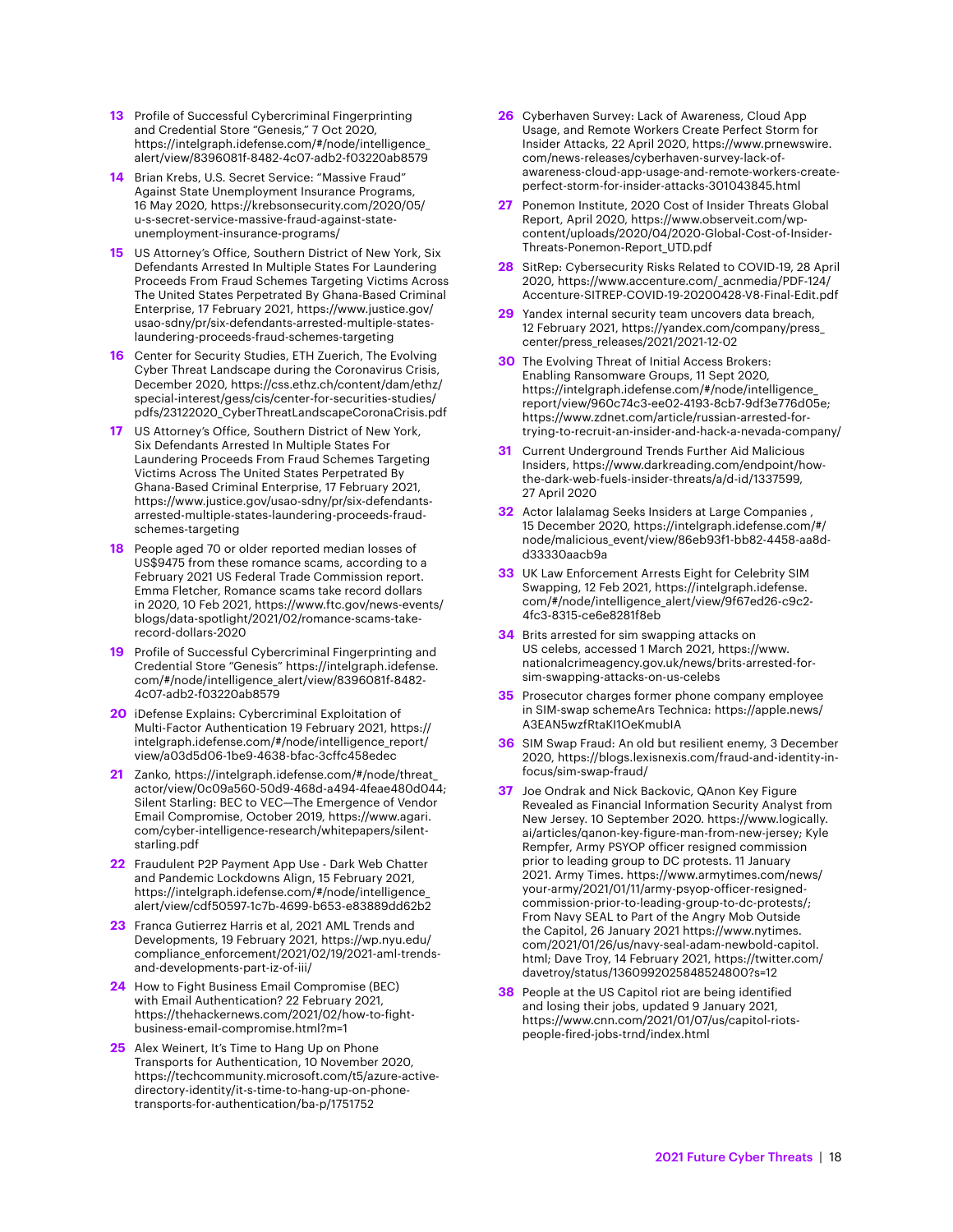13 Profile of Successful Cybercriminal Fingerprinting and Credential Store "Genesis," 7 Oct 2020, https://intelgraph.idefense.com/#/node/intelligence_alert/view/8396081f-8482-4c07-adb2-f03220ab8579

14 Brian Krebs, U.S. Secret Service: "Massive Fraud" Against State Unemployment Insurance Programs, 16 May 2020, https://krebsonsecurity.com/2020/05/u-s-secret-service-massive-fraud-against-state-unemployment-insurance-programs/

15 US Attorney's Office, Southern District of New York, Six Defendants Arrested In Multiple States For Laundering Proceeds From Fraud Schemes Targeting Victims Across The United States Perpetrated By Ghana-Based Criminal Enterprise, 17 February 2021, https://www.justice.gov/usao-sdny/pr/six-defendants-arrested-multiple-states-laundering-proceeds-fraud-schemes-targeting

16 Center for Security Studies, ETH Zuerich, The Evolving Cyber Threat Landscape during the Coronavirus Crisis, December 2020, https://css.ethz.ch/content/dam/ethz/special-interest/gess/cis/center-for-securities-studies/pdfs/23122020_CyberThreatLandscapeCoronaCrisis.pdf

17 US Attorney's Office, Southern District of New York, Six Defendants Arrested In Multiple States For Laundering Proceeds From Fraud Schemes Targeting Victims Across The United States Perpetrated By Ghana-Based Criminal Enterprise, 17 February 2021, https://www.justice.gov/usao-sdny/pr/six-defendants-arrested-multiple-states-laundering-proceeds-fraud-schemes-targeting

18 People aged 70 or older reported median losses of US$9475 from these romance scams, according to a February 2021 US Federal Trade Commission report. Emma Fletcher, Romance scams take record dollars in 2020, 10 Feb 2021, https://www.ftc.gov/news-events/blogs/data-spotlight/2021/02/romance-scams-take-record-dollars-2020

19 Profile of Successful Cybercriminal Fingerprinting and Credential Store "Genesis" https://intelgraph.idefense.com/#/node/intelligence_alert/view/8396081f-8482-4c07-adb2-f03220ab8579

20 iDefense Explains: Cybercriminal Exploitation of Multi-Factor Authentication 19 February 2021, https://intelgraph.idefense.com/#/node/intelligence_report/view/a03d5d06-1be9-4638-bfac-3cffc458edec

21 Zanko, https://intelgraph.idefense.com/#/node/threat_actor/view/0c09a560-50d9-468d-a494-4feae480d044; Silent Starling: BEC to VEC—The Emergence of Vendor Email Compromise, October 2019, https://www.agari.com/cyber-intelligence-research/whitepapers/silent-starling.pdf

22 Fraudulent P2P Payment App Use - Dark Web Chatter and Pandemic Lockdowns Align, 15 February 2021, https://intelgraph.idefense.com/#/node/intelligence_alert/view/cdf50597-1c7b-4699-b653-e83889dd62b2

23 Franca Gutierrez Harris et al, 2021 AML Trends and Developments, 19 February 2021, https://wp.nyu.edu/compliance_enforcement/2021/02/19/2021-aml-trends-and-developments-part-iz-of-iii/

24 How to Fight Business Email Compromise (BEC) with Email Authentication? 22 February 2021, https://thehackernews.com/2021/02/how-to-fight-business-email-compromise.html?m=1

25 Alex Weinert, It's Time to Hang Up on Phone Transports for Authentication, 10 November 2020, https://techcommunity.microsoft.com/t5/azure-active-directory-identity/it-s-time-to-hang-up-on-phone-transports-for-authentication/ba-p/1751752

26 Cyberhaven Survey: Lack of Awareness, Cloud App Usage, and Remote Workers Create Perfect Storm for Insider Attacks, 22 April 2020, https://www.prnewswire.com/news-releases/cyberhaven-survey-lack-of-awareness-cloud-app-usage-and-remote-workers-create-perfect-storm-for-insider-attacks-301043845.html

27 Ponemon Institute, 2020 Cost of Insider Threats Global Report, April 2020, https://www.observeit.com/wp-content/uploads/2020/04/2020-Global-Cost-of-Insider-Threats-Ponemon-Report_UTD.pdf

28 SitRep: Cybersecurity Risks Related to COVID-19, 28 April 2020, https://www.accenture.com/_acnmedia/PDF-124/Accenture-SITREP-COVID-19-20200428-V8-Final-Edit.pdf

29 Yandex internal security team uncovers data breach, 12 February 2021, https://yandex.com/company/press_center/press_releases/2021/2021-12-02

30 The Evolving Threat of Initial Access Brokers: Enabling Ransomware Groups, 11 Sept 2020, https://intelgraph.idefense.com/#/node/intelligence_report/view/960c74c3-ee02-4193-8cb7-9df3e776d05e; https://www.zdnet.com/article/russian-arrested-for-trying-to-recruit-an-insider-and-hack-a-nevada-company/

31 Current Underground Trends Further Aid Malicious Insiders, https://www.darkreading.com/endpoint/how-the-dark-web-fuels-insider-threats/a/d-id/1337599, 27 April 2020

32 Actor lalalamag Seeks Insiders at Large Companies , 15 December 2020, https://intelgraph.idefense.com/#/node/malicious_event/view/86eb93f1-bb82-4458-aa8d-d33330aacb9a

33 UK Law Enforcement Arrests Eight for Celebrity SIM Swapping, 12 Feb 2021, https://intelgraph.idefense.com/#/node/intelligence_alert/view/9f67ed26-c9c2-4fc3-8315-ce6e8281f8eb

34 Brits arrested for sim swapping attacks on US celebs, accessed 1 March 2021, https://www.nationalcrimeagency.gov.uk/news/brits-arrested-for-sim-swapping-attacks-on-us-celebs

35 Prosecutor charges former phone company employee in SIM-swap schemeArs Technica: https://apple.news/A3EAN5wzfRtaKI1OeKmubIA

36 SIM Swap Fraud: An old but resilient enemy, 3 December 2020, https://blogs.lexisnexis.com/fraud-and-identity-in-focus/sim-swap-fraud/

37 Joe Ondrak and Nick Backovic, QAnon Key Figure Revealed as Financial Information Security Analyst from New Jersey. 10 September 2020. https://www.logically.ai/articles/qanon-key-figure-man-from-new-jersey; Kyle Rempfer, Army PSYOP officer resigned commission prior to leading group to DC protests. 11 January 2021. Army Times. https://www.armytimes.com/news/your-army/2021/01/11/army-psyop-officer-resigned-commission-prior-to-leading-group-to-dc-protests/; From Navy SEAL to Part of the Angry Mob Outside the Capitol, 26 January 2021 https://www.nytimes.com/2021/01/26/us/navy-seal-adam-newbold-capitol.html; Dave Troy, 14 February 2021, https://twitter.com/davetroy/status/1360992025848524800?s=12

38 People at the US Capitol riot are being identified and losing their jobs, updated 9 January 2021, https://www.cnn.com/2021/01/07/us/capitol-riots-people-fired-jobs-trnd/index.html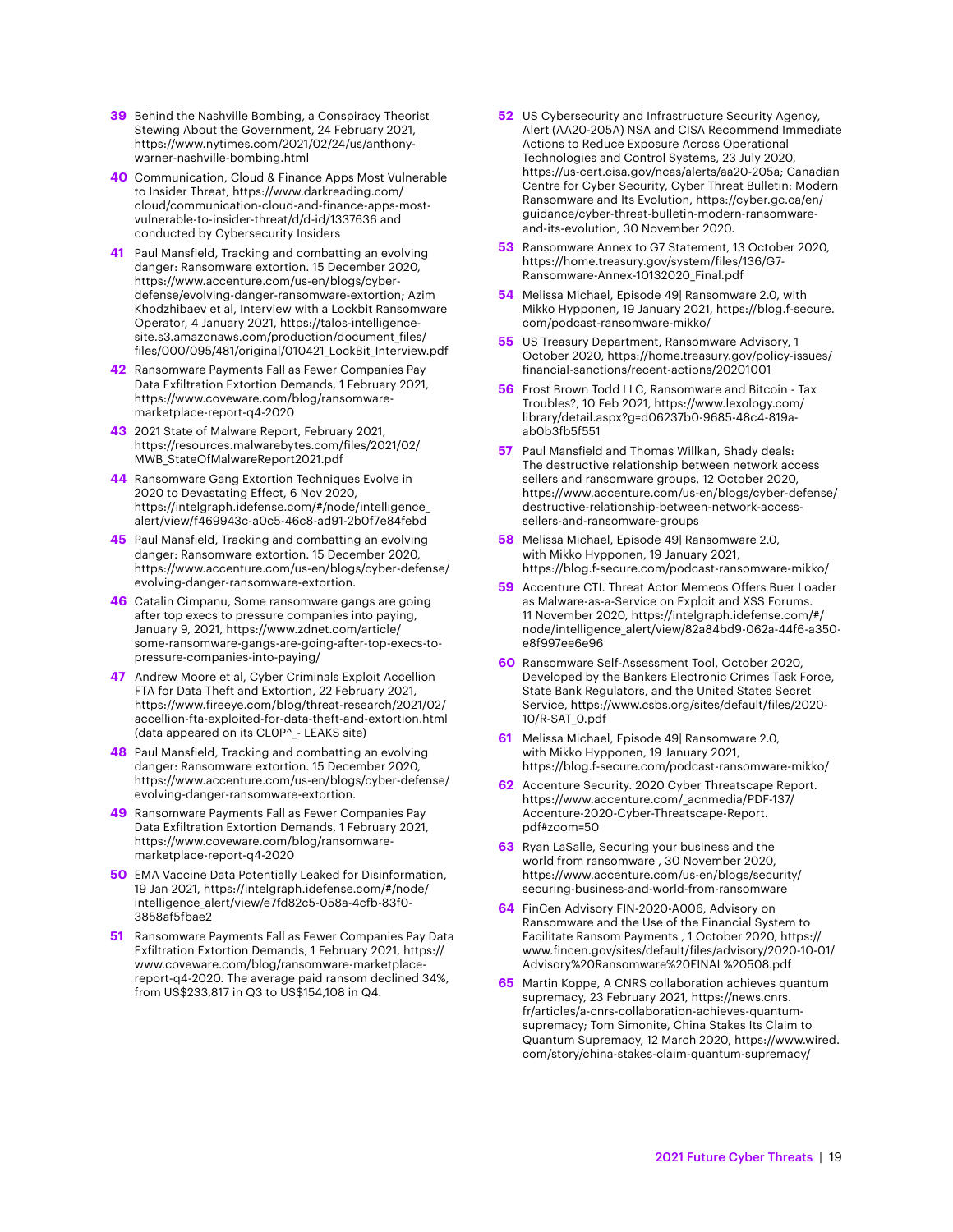**39** Behind the Nashville Bombing, a Conspiracy Theorist Stewing About the Government, 24 February 2021, https://www.nytimes.com/2021/02/24/us/anthony-warner-nashville-bombing.html

**40** Communication, Cloud & Finance Apps Most Vulnerable to Insider Threat, https://www.darkreading.com/cloud/communication-cloud-and-finance-apps-most-vulnerable-to-insider-threat/d/d-id/1337636 and conducted by Cybersecurity Insiders

**41** Paul Mansfield, Tracking and combatting an evolving danger: Ransomware extortion. 15 December 2020, https://www.accenture.com/us-en/blogs/cyber-defense/evolving-danger-ransomware-extortion; Azim Khodzhibaev et al, Interview with a Lockbit Ransomware Operator, 4 January 2021, https://talos-intelligence-site.s3.amazonaws.com/production/document_files/files/000/095/481/original/010421_LockBit_Interview.pdf

**42** Ransomware Payments Fall as Fewer Companies Pay Data Exfiltration Extortion Demands, 1 February 2021, https://www.coveware.com/blog/ransomware-marketplace-report-q4-2020

**43** 2021 State of Malware Report, February 2021, https://resources.malwarebytes.com/files/2021/02/MWB_StateOfMalwareReport2021.pdf

**44** Ransomware Gang Extortion Techniques Evolve in 2020 to Devastating Effect, 6 Nov 2020, https://intelgraph.idefense.com/#/node/intelligence_alert/view/f469943c-a0c5-46c8-ad91-2b0f7e84febd

**45** Paul Mansfield, Tracking and combatting an evolving danger: Ransomware extortion. 15 December 2020, https://www.accenture.com/us-en/blogs/cyber-defense/evolving-danger-ransomware-extortion.

**46** Catalin Cimpanu, Some ransomware gangs are going after top execs to pressure companies into paying, January 9, 2021, https://www.zdnet.com/article/some-ransomware-gangs-are-going-after-top-execs-to-pressure-companies-into-paying/

**47** Andrew Moore et al, Cyber Criminals Exploit Accellion FTA for Data Theft and Extortion, 22 February 2021, https://www.fireeye.com/blog/threat-research/2021/02/accellion-fta-exploited-for-data-theft-and-extortion.html (data appeared on its CL0P^_- LEAKS site)

**48** Paul Mansfield, Tracking and combatting an evolving danger: Ransomware extortion. 15 December 2020, https://www.accenture.com/us-en/blogs/cyber-defense/evolving-danger-ransomware-extortion.

**49** Ransomware Payments Fall as Fewer Companies Pay Data Exfiltration Extortion Demands, 1 February 2021, https://www.coveware.com/blog/ransomware-marketplace-report-q4-2020

**50** EMA Vaccine Data Potentially Leaked for Disinformation, 19 Jan 2021, https://intelgraph.idefense.com/#/node/intelligence_alert/view/e7fd82c5-058a-4cfb-83f0-3858af5fbae2

**51** Ransomware Payments Fall as Fewer Companies Pay Data Exfiltration Extortion Demands, 1 February 2021, https://www.coveware.com/blog/ransomware-marketplace-report-q4-2020. The average paid ransom declined 34%, from US$233,817 in Q3 to US$154,108 in Q4.

**52** US Cybersecurity and Infrastructure Security Agency, Alert (AA20-205A) NSA and CISA Recommend Immediate Actions to Reduce Exposure Across Operational Technologies and Control Systems, 23 July 2020, https://us-cert.cisa.gov/ncas/alerts/aa20-205a; Canadian Centre for Cyber Security, Cyber Threat Bulletin: Modern Ransomware and Its Evolution, https://cyber.gc.ca/en/guidance/cyber-threat-bulletin-modern-ransomware-and-its-evolution, 30 November 2020.

**53** Ransomware Annex to G7 Statement, 13 October 2020, https://home.treasury.gov/system/files/136/G7-Ransomware-Annex-10132020_Final.pdf

**54** Melissa Michael, Episode 49| Ransomware 2.0, with Mikko Hypponen, 19 January 2021, https://blog.f-secure.com/podcast-ransomware-mikko/

**55** US Treasury Department, Ransomware Advisory, 1 October 2020, https://home.treasury.gov/policy-issues/financial-sanctions/recent-actions/20201001

**56** Frost Brown Todd LLC, Ransomware and Bitcoin - Tax Troubles?, 10 Feb 2021, https://www.lexology.com/library/detail.aspx?g=d06237b0-9685-48c4-819a-ab0b3fb5f551

**57** Paul Mansfield and Thomas Willkan, Shady deals: The destructive relationship between network access sellers and ransomware groups, 12 October 2020, https://www.accenture.com/us-en/blogs/cyber-defense/destructive-relationship-between-network-access-sellers-and-ransomware-groups

**58** Melissa Michael, Episode 49| Ransomware 2.0, with Mikko Hypponen, 19 January 2021, https://blog.f-secure.com/podcast-ransomware-mikko/

**59** Accenture CTI. Threat Actor Memeos Offers Buer Loader as Malware-as-a-Service on Exploit and XSS Forums. 11 November 2020, https://intelgraph.idefense.com/#/node/intelligence_alert/view/82a84bd9-062a-44f6-a350-e8f997ee6e96

**60** Ransomware Self-Assessment Tool, October 2020, Developed by the Bankers Electronic Crimes Task Force, State Bank Regulators, and the United States Secret Service, https://www.csbs.org/sites/default/files/2020-10/R-SAT_0.pdf

**61** Melissa Michael, Episode 49| Ransomware 2.0, with Mikko Hypponen, 19 January 2021, https://blog.f-secure.com/podcast-ransomware-mikko/

**62** Accenture Security. 2020 Cyber Threatscape Report. https://www.accenture.com/_acnmedia/PDF-137/Accenture-2020-Cyber-Threatscape-Report.pdf#zoom=50

**63** Ryan LaSalle, Securing your business and the world from ransomware , 30 November 2020, https://www.accenture.com/us-en/blogs/security/securing-business-and-world-from-ransomware

**64** FinCen Advisory FIN-2020-A006, Advisory on Ransomware and the Use of the Financial System to Facilitate Ransom Payments , 1 October 2020, https://www.fincen.gov/sites/default/files/advisory/2020-10-01/Advisory%20Ransomware%20FINAL%20508.pdf

**65** Martin Koppe, A CNRS collaboration achieves quantum supremacy, 23 February 2021, https://news.cnrs.fr/articles/a-cnrs-collaboration-achieves-quantum-supremacy; Tom Simonite, China Stakes Its Claim to Quantum Supremacy, 12 March 2020, https://www.wired.com/story/china-stakes-claim-quantum-supremacy/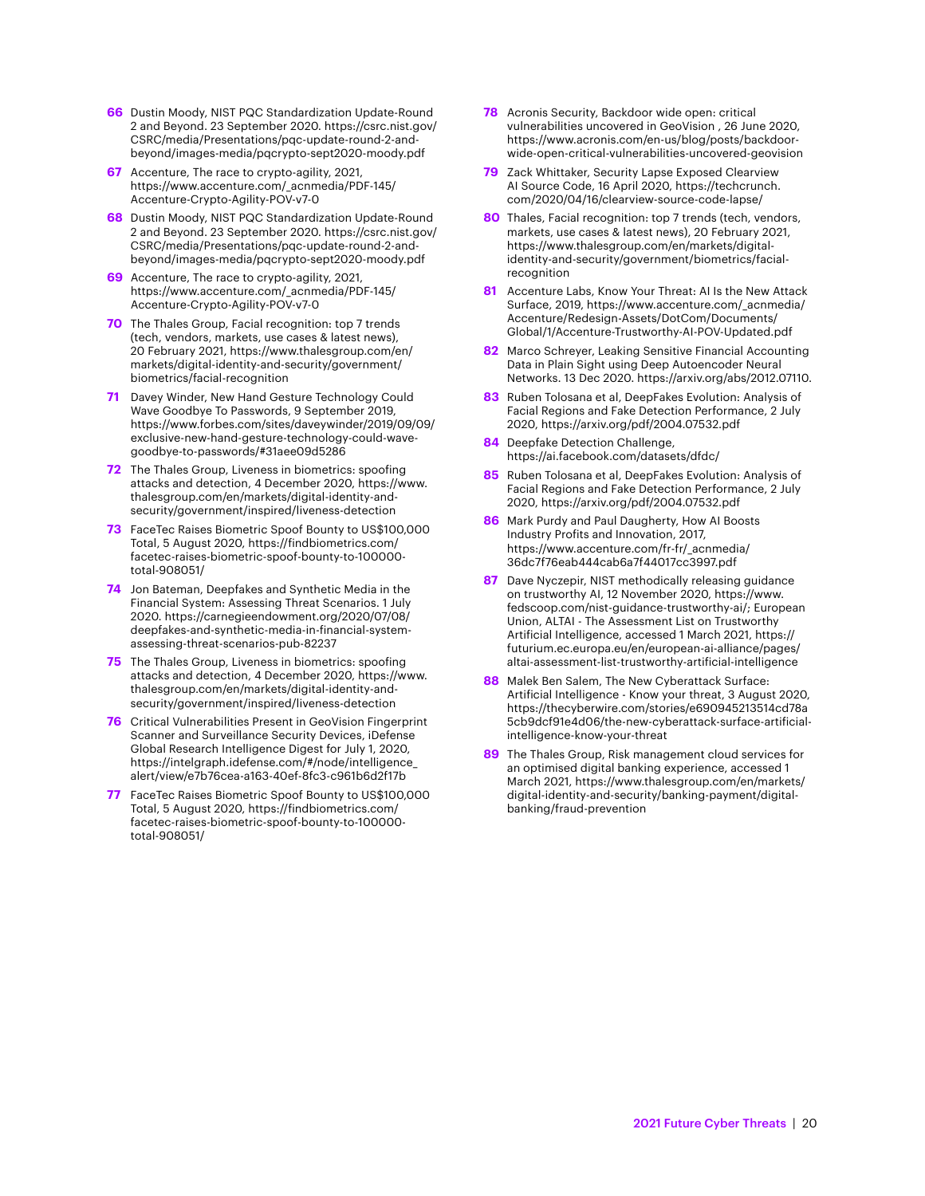**66** Dustin Moody, NIST PQC Standardization Update-Round 2 and Beyond. 23 September 2020. https://csrc.nist.gov/CSRC/media/Presentations/pqc-update-round-2-and-beyond/images-media/pqcrypto-sept2020-moody.pdf

**67** Accenture, The race to crypto-agility, 2021, https://www.accenture.com/_acnmedia/PDF-145/Accenture-Crypto-Agility-POV-v7-0

**68** Dustin Moody, NIST PQC Standardization Update-Round 2 and Beyond. 23 September 2020. https://csrc.nist.gov/CSRC/media/Presentations/pqc-update-round-2-and-beyond/images-media/pqcrypto-sept2020-moody.pdf

**69** Accenture, The race to crypto-agility, 2021, https://www.accenture.com/_acnmedia/PDF-145/Accenture-Crypto-Agility-POV-v7-0

**70** The Thales Group, Facial recognition: top 7 trends (tech, vendors, markets, use cases & latest news), 20 February 2021, https://www.thalesgroup.com/en/markets/digital-identity-and-security/government/biometrics/facial-recognition

**71** Davey Winder, New Hand Gesture Technology Could Wave Goodbye To Passwords, 9 September 2019, https://www.forbes.com/sites/daveywinder/2019/09/09/exclusive-new-hand-gesture-technology-could-wave-goodbye-to-passwords/#31aee09d5286

**72** The Thales Group, Liveness in biometrics: spoofing attacks and detection, 4 December 2020, https://www.thalesgroup.com/en/markets/digital-identity-and-security/government/inspired/liveness-detection

**73** FaceTec Raises Biometric Spoof Bounty to US$100,000 Total, 5 August 2020, https://findbiometrics.com/facetec-raises-biometric-spoof-bounty-to-100000-total-908051/

**74** Jon Bateman, Deepfakes and Synthetic Media in the Financial System: Assessing Threat Scenarios. 1 July 2020. https://carnegieendowment.org/2020/07/08/deepfakes-and-synthetic-media-in-financial-system-assessing-threat-scenarios-pub-82237

**75** The Thales Group, Liveness in biometrics: spoofing attacks and detection, 4 December 2020, https://www.thalesgroup.com/en/markets/digital-identity-and-security/government/inspired/liveness-detection

**76** Critical Vulnerabilities Present in GeoVision Fingerprint Scanner and Surveillance Security Devices, iDefense Global Research Intelligence Digest for July 1, 2020, https://intelgraph.idefense.com/#/node/intelligence_alert/view/e7b76cea-a163-40ef-8fc3-c961b6d2f17b

**77** FaceTec Raises Biometric Spoof Bounty to US$100,000 Total, 5 August 2020, https://findbiometrics.com/facetec-raises-biometric-spoof-bounty-to-100000-total-908051/

**78** Acronis Security, Backdoor wide open: critical vulnerabilities uncovered in GeoVision , 26 June 2020, https://www.acronis.com/en-us/blog/posts/backdoor-wide-open-critical-vulnerabilities-uncovered-geovision

**79** Zack Whittaker, Security Lapse Exposed Clearview AI Source Code, 16 April 2020, https://techcrunch.com/2020/04/16/clearview-source-code-lapse/

**80** Thales, Facial recognition: top 7 trends (tech, vendors, markets, use cases & latest news), 20 February 2021, https://www.thalesgroup.com/en/markets/digital-identity-and-security/government/biometrics/facial-recognition

**81** Accenture Labs, Know Your Threat: AI Is the New Attack Surface, 2019, https://www.accenture.com/_acnmedia/Accenture/Redesign-Assets/DotCom/Documents/Global/1/Accenture-Trustworthy-AI-POV-Updated.pdf

**82** Marco Schreyer, Leaking Sensitive Financial Accounting Data in Plain Sight using Deep Autoencoder Neural Networks. 13 Dec 2020. https://arxiv.org/abs/2012.07110.

**83** Ruben Tolosana et al, DeepFakes Evolution: Analysis of Facial Regions and Fake Detection Performance, 2 July 2020, https://arxiv.org/pdf/2004.07532.pdf

**84** Deepfake Detection Challenge, https://ai.facebook.com/datasets/dfdc/

**85** Ruben Tolosana et al, DeepFakes Evolution: Analysis of Facial Regions and Fake Detection Performance, 2 July 2020, https://arxiv.org/pdf/2004.07532.pdf

**86** Mark Purdy and Paul Daugherty, How AI Boosts Industry Profits and Innovation, 2017, https://www.accenture.com/fr-fr/_acnmedia/36dc7f76eab444cab6a7f44017cc3997.pdf

**87** Dave Nyczepir, NIST methodically releasing guidance on trustworthy AI, 12 November 2020, https://www.fedscoop.com/nist-guidance-trustworthy-ai/; European Union, ALTAI - The Assessment List on Trustworthy Artificial Intelligence, accessed 1 March 2021, https://futurium.ec.europa.eu/en/european-ai-alliance/pages/altai-assessment-list-trustworthy-artificial-intelligence

**88** Malek Ben Salem, The New Cyberattack Surface: Artificial Intelligence - Know your threat, 3 August 2020, https://thecyberwire.com/stories/e690945213514cd78a5cb9dcf91e4d06/the-new-cyberattack-surface-artificial-intelligence-know-your-threat

**89** The Thales Group, Risk management cloud services for an optimised digital banking experience, accessed 1 March 2021, https://www.thalesgroup.com/en/markets/digital-identity-and-security/banking-payment/digital-banking/fraud-prevention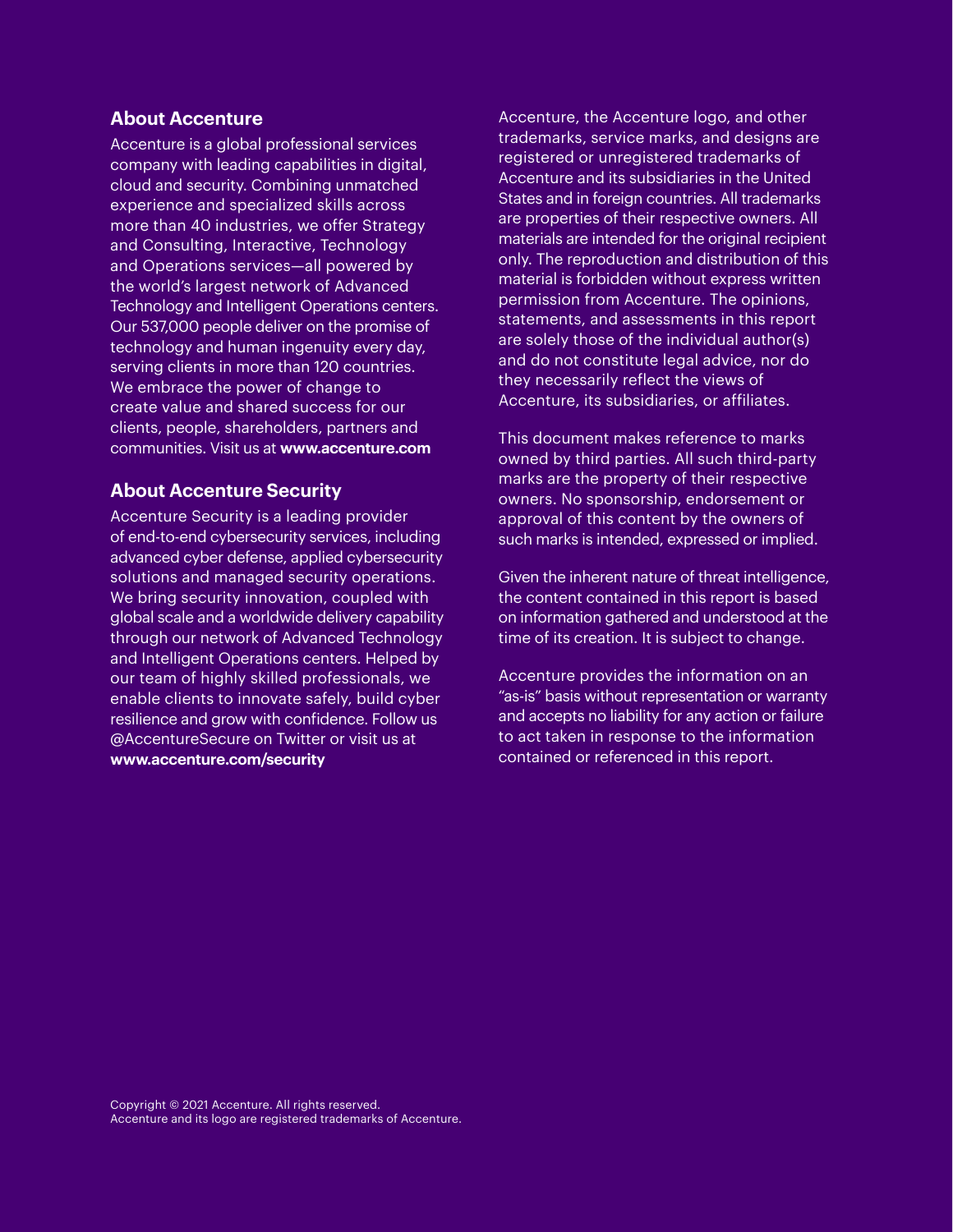## About Accenture

Accenture is a global professional services company with leading capabilities in digital, cloud and security. Combining unmatched experience and specialized skills across more than 40 industries, we offer Strategy and Consulting, Interactive, Technology and Operations services—all powered by the world's largest network of Advanced Technology and Intelligent Operations centers. Our 537,000 people deliver on the promise of technology and human ingenuity every day, serving clients in more than 120 countries. We embrace the power of change to create value and shared success for our clients, people, shareholders, partners and communities. Visit us at **www.accenture.com**

## About Accenture Security

Accenture Security is a leading provider of end-to-end cybersecurity services, including advanced cyber defense, applied cybersecurity solutions and managed security operations. We bring security innovation, coupled with global scale and a worldwide delivery capability through our network of Advanced Technology and Intelligent Operations centers. Helped by our team of highly skilled professionals, we enable clients to innovate safely, build cyber resilience and grow with confidence. Follow us @AccentureSecure on Twitter or visit us at **www.accenture.com/security**

Accenture, the Accenture logo, and other trademarks, service marks, and designs are registered or unregistered trademarks of Accenture and its subsidiaries in the United States and in foreign countries. All trademarks are properties of their respective owners. All materials are intended for the original recipient only. The reproduction and distribution of this material is forbidden without express written permission from Accenture. The opinions, statements, and assessments in this report are solely those of the individual author(s) and do not constitute legal advice, nor do they necessarily reflect the views of Accenture, its subsidiaries, or affiliates.

This document makes reference to marks owned by third parties. All such third-party marks are the property of their respective owners. No sponsorship, endorsement or approval of this content by the owners of such marks is intended, expressed or implied.

Given the inherent nature of threat intelligence, the content contained in this report is based on information gathered and understood at the time of its creation. It is subject to change.

Accenture provides the information on an "as-is" basis without representation or warranty and accepts no liability for any action or failure to act taken in response to the information contained or referenced in this report.

Copyright © 2021 Accenture. All rights reserved.
Accenture and its logo are registered trademarks of Accenture.